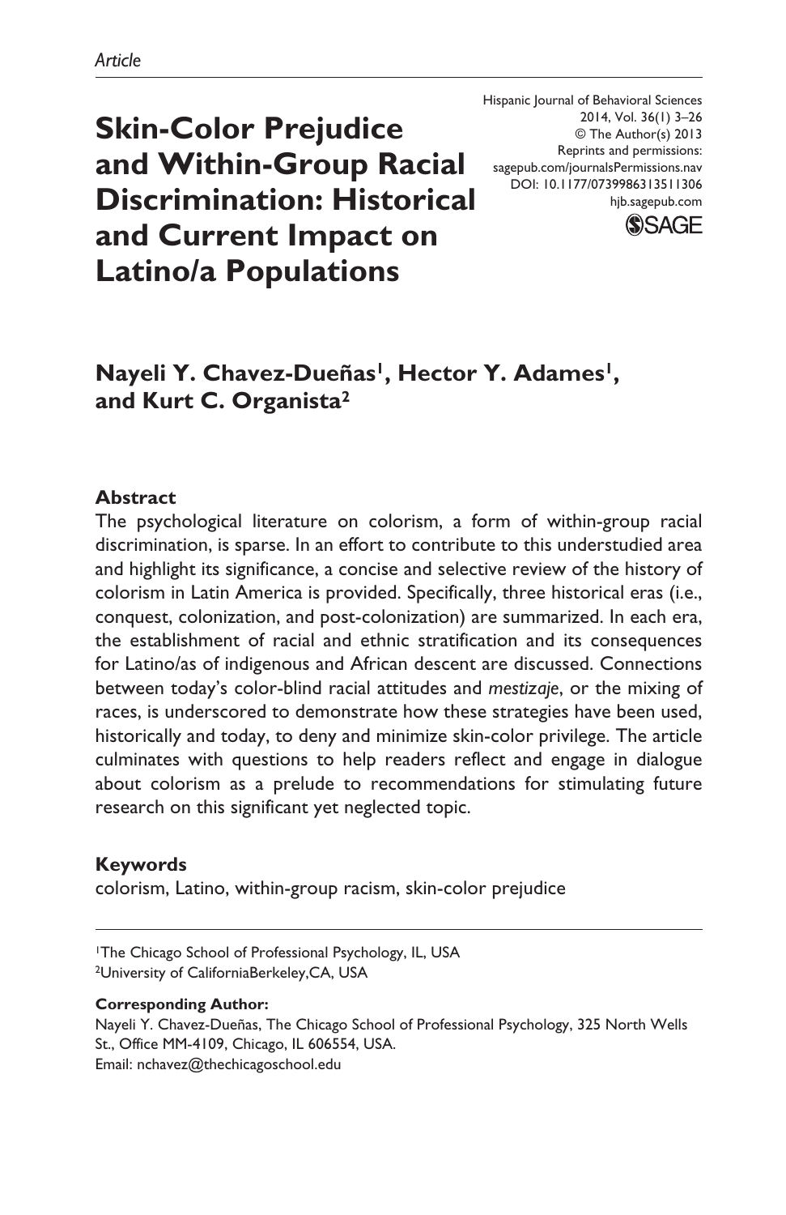Article

Hispanic Journal of Behavioral Sciences
2014, Vol. 36(1) 3–26
© The Author(s) 2013
Reprints and permissions:
sagepub.com/journalsPermissions.nav
DOI: 10.1177/0739986313511306
hjb.sagepub.com

# Skin-Color Prejudice and Within-Group Racial Discrimination: Historical and Current Impact on Latino/a Populations

**Nayeli Y. Chavez-Dueñas[1], Hector Y. Adames[1], and Kurt C. Organista[2]**

## Abstract

The psychological literature on colorism, a form of within-group racial discrimination, is sparse. In an effort to contribute to this understudied area and highlight its significance, a concise and selective review of the history of colorism in Latin America is provided. Specifically, three historical eras (i.e., conquest, colonization, and post-colonization) are summarized. In each era, the establishment of racial and ethnic stratification and its consequences for Latino/as of indigenous and African descent are discussed. Connections between today's color-blind racial attitudes and *mestizaje*, or the mixing of races, is underscored to demonstrate how these strategies have been used, historically and today, to deny and minimize skin-color privilege. The article culminates with questions to help readers reflect and engage in dialogue about colorism as a prelude to recommendations for stimulating future research on this significant yet neglected topic.

## Keywords

colorism, Latino, within-group racism, skin-color prejudice

[1]The Chicago School of Professional Psychology, IL, USA
[2]University of CaliforniaBerkeley,CA, USA

**Corresponding Author:**
Nayeli Y. Chavez-Dueñas, The Chicago School of Professional Psychology, 325 North Wells St., Office MM-4109, Chicago, IL 606554, USA.
Email: nchavez@thechicagoschool.edu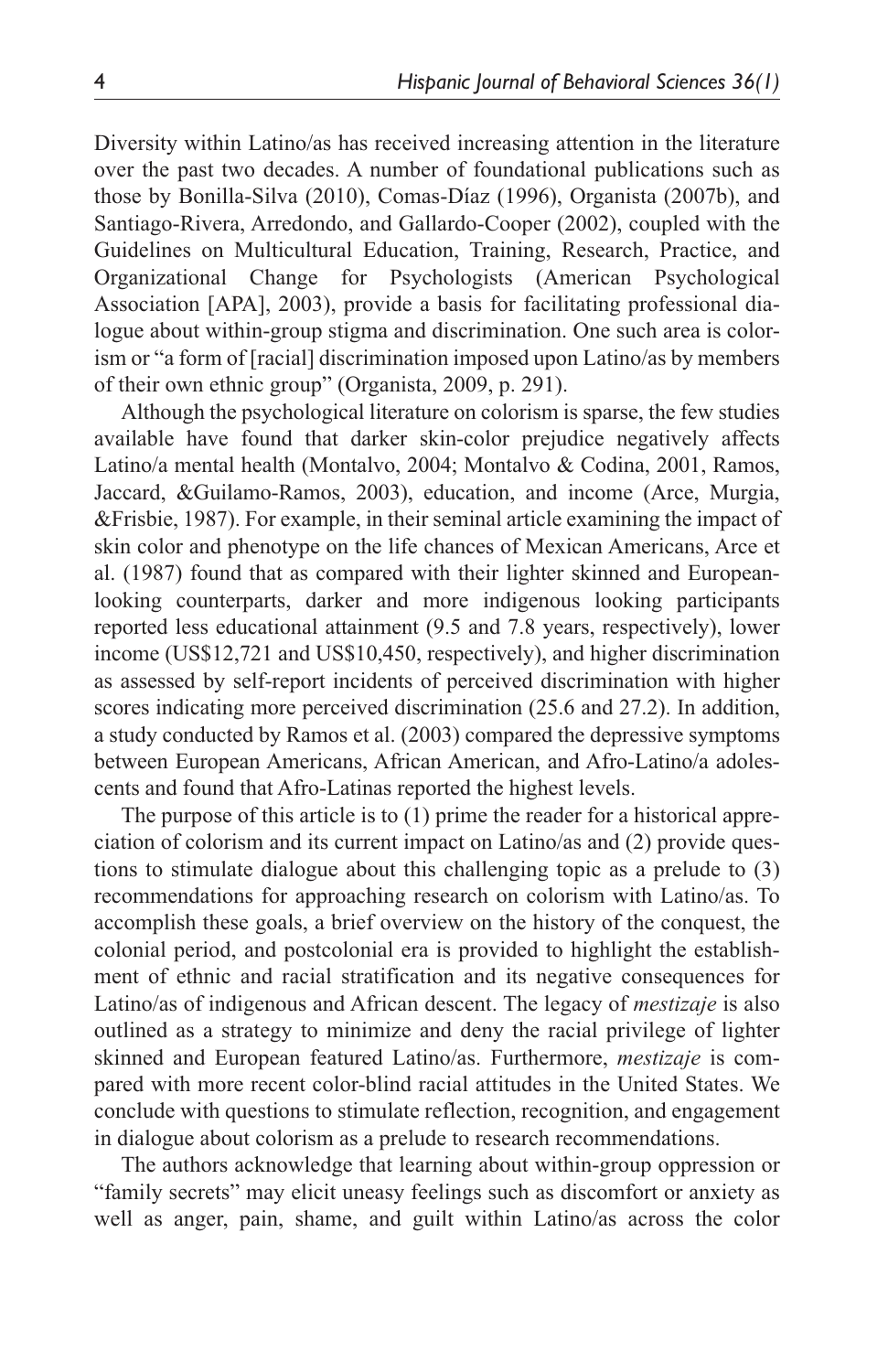Diversity within Latino/as has received increasing attention in the literature over the past two decades. A number of foundational publications such as those by Bonilla-Silva (2010), Comas-Díaz (1996), Organista (2007b), and Santiago-Rivera, Arredondo, and Gallardo-Cooper (2002), coupled with the Guidelines on Multicultural Education, Training, Research, Practice, and Organizational Change for Psychologists (American Psychological Association [APA], 2003), provide a basis for facilitating professional dialogue about within-group stigma and discrimination. One such area is colorism or "a form of [racial] discrimination imposed upon Latino/as by members of their own ethnic group" (Organista, 2009, p. 291).

Although the psychological literature on colorism is sparse, the few studies available have found that darker skin-color prejudice negatively affects Latino/a mental health (Montalvo, 2004; Montalvo & Codina, 2001, Ramos, Jaccard, &Guilamo-Ramos, 2003), education, and income (Arce, Murgia, &Frisbie, 1987). For example, in their seminal article examining the impact of skin color and phenotype on the life chances of Mexican Americans, Arce et al. (1987) found that as compared with their lighter skinned and European-looking counterparts, darker and more indigenous looking participants reported less educational attainment (9.5 and 7.8 years, respectively), lower income (US$12,721 and US$10,450, respectively), and higher discrimination as assessed by self-report incidents of perceived discrimination with higher scores indicating more perceived discrimination (25.6 and 27.2). In addition, a study conducted by Ramos et al. (2003) compared the depressive symptoms between European Americans, African American, and Afro-Latino/a adolescents and found that Afro-Latinas reported the highest levels.

The purpose of this article is to (1) prime the reader for a historical appreciation of colorism and its current impact on Latino/as and (2) provide questions to stimulate dialogue about this challenging topic as a prelude to (3) recommendations for approaching research on colorism with Latino/as. To accomplish these goals, a brief overview on the history of the conquest, the colonial period, and postcolonial era is provided to highlight the establishment of ethnic and racial stratification and its negative consequences for Latino/as of indigenous and African descent. The legacy of *mestizaje* is also outlined as a strategy to minimize and deny the racial privilege of lighter skinned and European featured Latino/as. Furthermore, *mestizaje* is compared with more recent color-blind racial attitudes in the United States. We conclude with questions to stimulate reflection, recognition, and engagement in dialogue about colorism as a prelude to research recommendations.

The authors acknowledge that learning about within-group oppression or "family secrets" may elicit uneasy feelings such as discomfort or anxiety as well as anger, pain, shame, and guilt within Latino/as across the color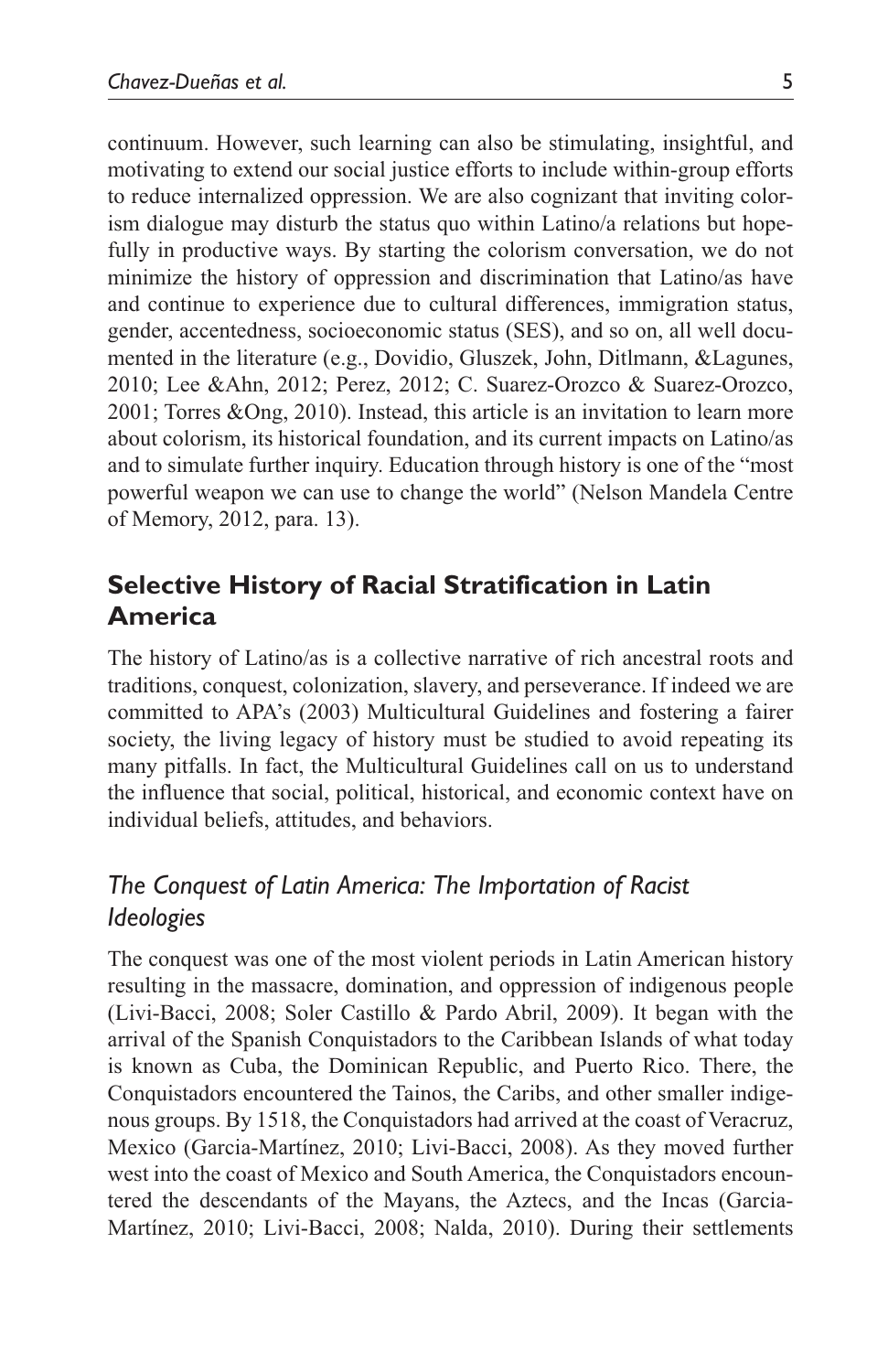continuum. However, such learning can also be stimulating, insightful, and motivating to extend our social justice efforts to include within-group efforts to reduce internalized oppression. We are also cognizant that inviting colorism dialogue may disturb the status quo within Latino/a relations but hopefully in productive ways. By starting the colorism conversation, we do not minimize the history of oppression and discrimination that Latino/as have and continue to experience due to cultural differences, immigration status, gender, accentedness, socioeconomic status (SES), and so on, all well documented in the literature (e.g., Dovidio, Gluszek, John, Ditlmann, &Lagunes, 2010; Lee &Ahn, 2012; Perez, 2012; C. Suarez-Orozco & Suarez-Orozco, 2001; Torres &Ong, 2010). Instead, this article is an invitation to learn more about colorism, its historical foundation, and its current impacts on Latino/as and to simulate further inquiry. Education through history is one of the "most powerful weapon we can use to change the world" (Nelson Mandela Centre of Memory, 2012, para. 13).

## Selective History of Racial Stratification in Latin America

The history of Latino/as is a collective narrative of rich ancestral roots and traditions, conquest, colonization, slavery, and perseverance. If indeed we are committed to APA's (2003) Multicultural Guidelines and fostering a fairer society, the living legacy of history must be studied to avoid repeating its many pitfalls. In fact, the Multicultural Guidelines call on us to understand the influence that social, political, historical, and economic context have on individual beliefs, attitudes, and behaviors.

### *The Conquest of Latin America: The Importation of Racist Ideologies*

The conquest was one of the most violent periods in Latin American history resulting in the massacre, domination, and oppression of indigenous people (Livi-Bacci, 2008; Soler Castillo & Pardo Abril, 2009). It began with the arrival of the Spanish Conquistadors to the Caribbean Islands of what today is known as Cuba, the Dominican Republic, and Puerto Rico. There, the Conquistadors encountered the Tainos, the Caribs, and other smaller indigenous groups. By 1518, the Conquistadors had arrived at the coast of Veracruz, Mexico (Garcia-Martínez, 2010; Livi-Bacci, 2008). As they moved further west into the coast of Mexico and South America, the Conquistadors encountered the descendants of the Mayans, the Aztecs, and the Incas (Garcia-Martínez, 2010; Livi-Bacci, 2008; Nalda, 2010). During their settlements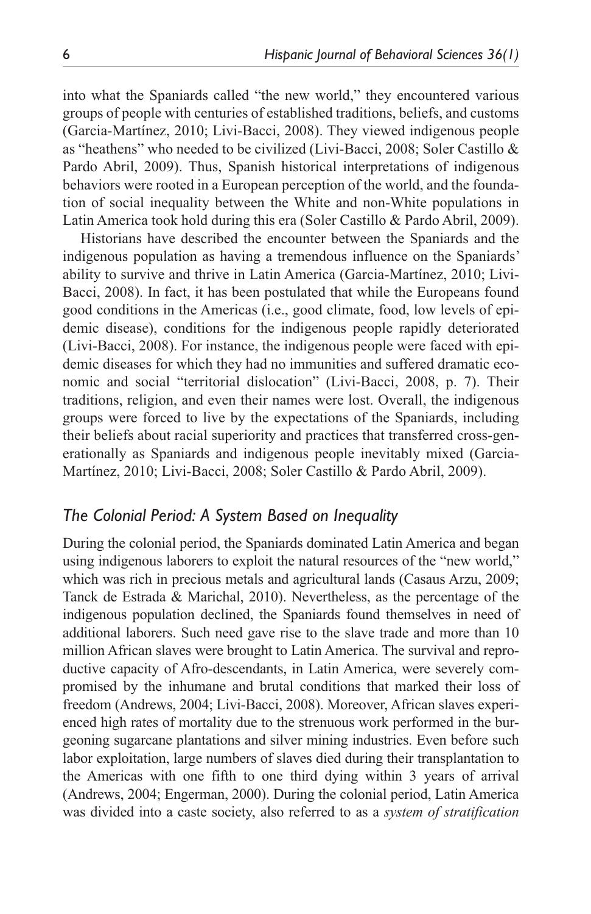into what the Spaniards called "the new world," they encountered various groups of people with centuries of established traditions, beliefs, and customs (Garcia-Martínez, 2010; Livi-Bacci, 2008). They viewed indigenous people as "heathens" who needed to be civilized (Livi-Bacci, 2008; Soler Castillo & Pardo Abril, 2009). Thus, Spanish historical interpretations of indigenous behaviors were rooted in a European perception of the world, and the foundation of social inequality between the White and non-White populations in Latin America took hold during this era (Soler Castillo & Pardo Abril, 2009).

Historians have described the encounter between the Spaniards and the indigenous population as having a tremendous influence on the Spaniards' ability to survive and thrive in Latin America (Garcia-Martínez, 2010; Livi-Bacci, 2008). In fact, it has been postulated that while the Europeans found good conditions in the Americas (i.e., good climate, food, low levels of epidemic disease), conditions for the indigenous people rapidly deteriorated (Livi-Bacci, 2008). For instance, the indigenous people were faced with epidemic diseases for which they had no immunities and suffered dramatic economic and social "territorial dislocation" (Livi-Bacci, 2008, p. 7). Their traditions, religion, and even their names were lost. Overall, the indigenous groups were forced to live by the expectations of the Spaniards, including their beliefs about racial superiority and practices that transferred cross-generationally as Spaniards and indigenous people inevitably mixed (Garcia-Martínez, 2010; Livi-Bacci, 2008; Soler Castillo & Pardo Abril, 2009).

## *The Colonial Period: A System Based on Inequality*

During the colonial period, the Spaniards dominated Latin America and began using indigenous laborers to exploit the natural resources of the "new world," which was rich in precious metals and agricultural lands (Casaus Arzu, 2009; Tanck de Estrada & Marichal, 2010). Nevertheless, as the percentage of the indigenous population declined, the Spaniards found themselves in need of additional laborers. Such need gave rise to the slave trade and more than 10 million African slaves were brought to Latin America. The survival and reproductive capacity of Afro-descendants, in Latin America, were severely compromised by the inhumane and brutal conditions that marked their loss of freedom (Andrews, 2004; Livi-Bacci, 2008). Moreover, African slaves experienced high rates of mortality due to the strenuous work performed in the burgeoning sugarcane plantations and silver mining industries. Even before such labor exploitation, large numbers of slaves died during their transplantation to the Americas with one fifth to one third dying within 3 years of arrival (Andrews, 2004; Engerman, 2000). During the colonial period, Latin America was divided into a caste society, also referred to as a *system of stratification*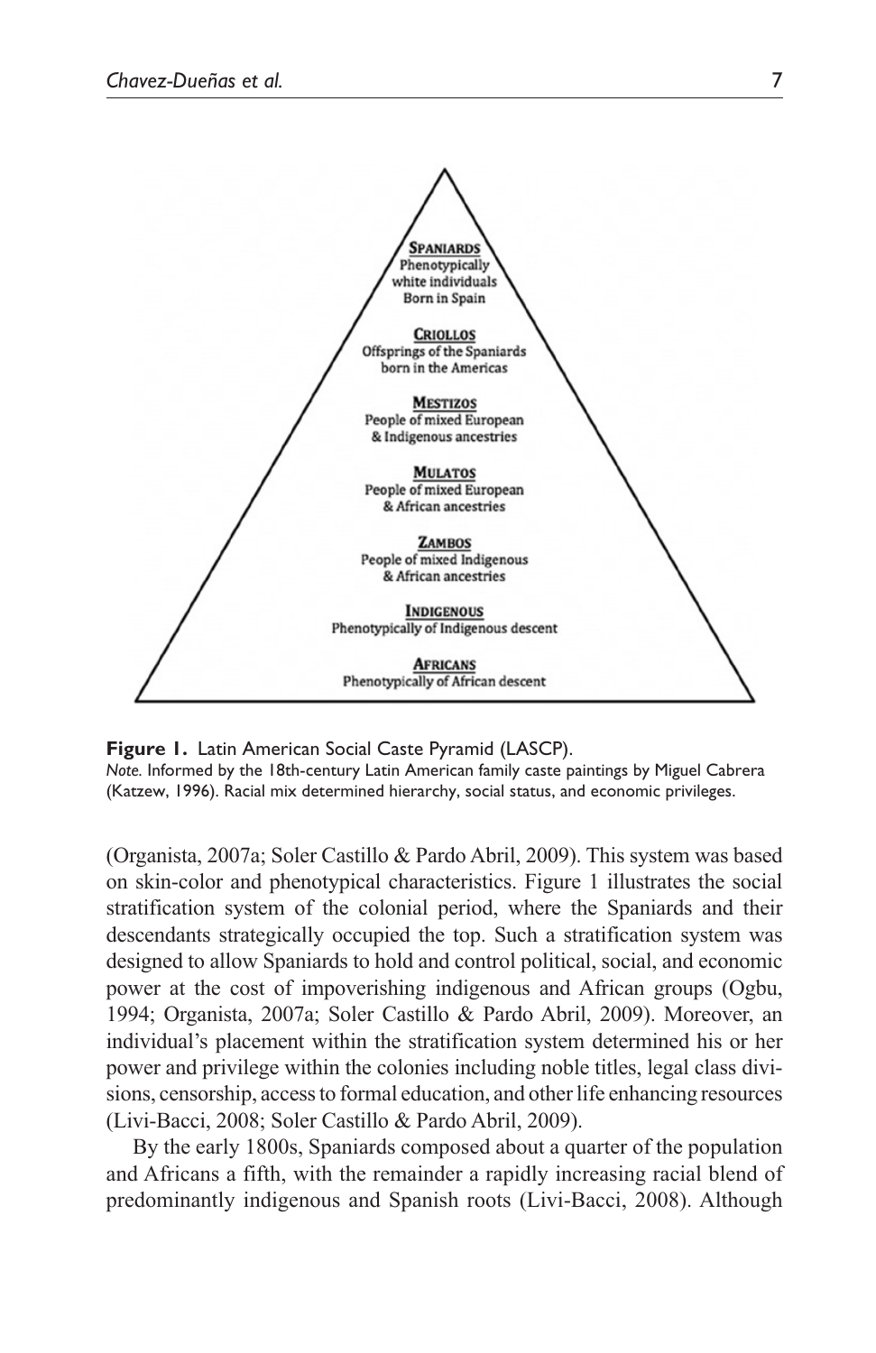SPANIARDS
Phenotypically white individuals
Born in Spain

CRIOLLOS
Offsprings of the Spaniards born in the Americas

MESTIZOS
People of mixed European & Indigenous ancestries

MULATOS
People of mixed European & African ancestries

ZAMBOS
People of mixed Indigenous & African ancestries

INDIGENOUS
Phenotypically of Indigenous descent

AFRICANS
Phenotypically of African descent

**Figure 1.** Latin American Social Caste Pyramid (LASCP).
*Note.* Informed by the 18th-century Latin American family caste paintings by Miguel Cabrera (Katzew, 1996). Racial mix determined hierarchy, social status, and economic privileges.

(Organista, 2007a; Soler Castillo & Pardo Abril, 2009). This system was based on skin-color and phenotypical characteristics. Figure 1 illustrates the social stratification system of the colonial period, where the Spaniards and their descendants strategically occupied the top. Such a stratification system was designed to allow Spaniards to hold and control political, social, and economic power at the cost of impoverishing indigenous and African groups (Ogbu, 1994; Organista, 2007a; Soler Castillo & Pardo Abril, 2009). Moreover, an individual's placement within the stratification system determined his or her power and privilege within the colonies including noble titles, legal class divisions, censorship, access to formal education, and other life enhancing resources (Livi-Bacci, 2008; Soler Castillo & Pardo Abril, 2009).

By the early 1800s, Spaniards composed about a quarter of the population and Africans a fifth, with the remainder a rapidly increasing racial blend of predominantly indigenous and Spanish roots (Livi-Bacci, 2008). Although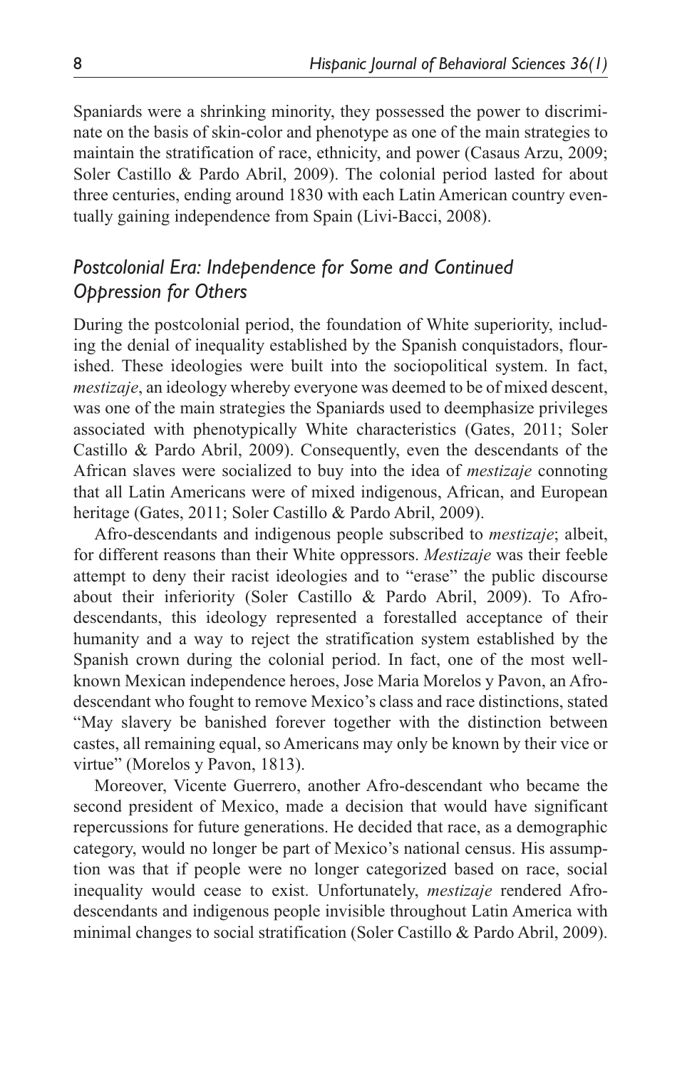Spaniards were a shrinking minority, they possessed the power to discriminate on the basis of skin-color and phenotype as one of the main strategies to maintain the stratification of race, ethnicity, and power (Casaus Arzu, 2009; Soler Castillo & Pardo Abril, 2009). The colonial period lasted for about three centuries, ending around 1830 with each Latin American country eventually gaining independence from Spain (Livi-Bacci, 2008).

### *Postcolonial Era: Independence for Some and Continued Oppression for Others*

During the postcolonial period, the foundation of White superiority, including the denial of inequality established by the Spanish conquistadors, flourished. These ideologies were built into the sociopolitical system. In fact, *mestizaje*, an ideology whereby everyone was deemed to be of mixed descent, was one of the main strategies the Spaniards used to deemphasize privileges associated with phenotypically White characteristics (Gates, 2011; Soler Castillo & Pardo Abril, 2009). Consequently, even the descendants of the African slaves were socialized to buy into the idea of *mestizaje* connoting that all Latin Americans were of mixed indigenous, African, and European heritage (Gates, 2011; Soler Castillo & Pardo Abril, 2009).

Afro-descendants and indigenous people subscribed to *mestizaje*; albeit, for different reasons than their White oppressors. *Mestizaje* was their feeble attempt to deny their racist ideologies and to "erase" the public discourse about their inferiority (Soler Castillo & Pardo Abril, 2009). To Afro-descendants, this ideology represented a forestalled acceptance of their humanity and a way to reject the stratification system established by the Spanish crown during the colonial period. In fact, one of the most well-known Mexican independence heroes, Jose Maria Morelos y Pavon, an Afro-descendant who fought to remove Mexico's class and race distinctions, stated "May slavery be banished forever together with the distinction between castes, all remaining equal, so Americans may only be known by their vice or virtue" (Morelos y Pavon, 1813).

Moreover, Vicente Guerrero, another Afro-descendant who became the second president of Mexico, made a decision that would have significant repercussions for future generations. He decided that race, as a demographic category, would no longer be part of Mexico's national census. His assumption was that if people were no longer categorized based on race, social inequality would cease to exist. Unfortunately, *mestizaje* rendered Afro-descendants and indigenous people invisible throughout Latin America with minimal changes to social stratification (Soler Castillo & Pardo Abril, 2009).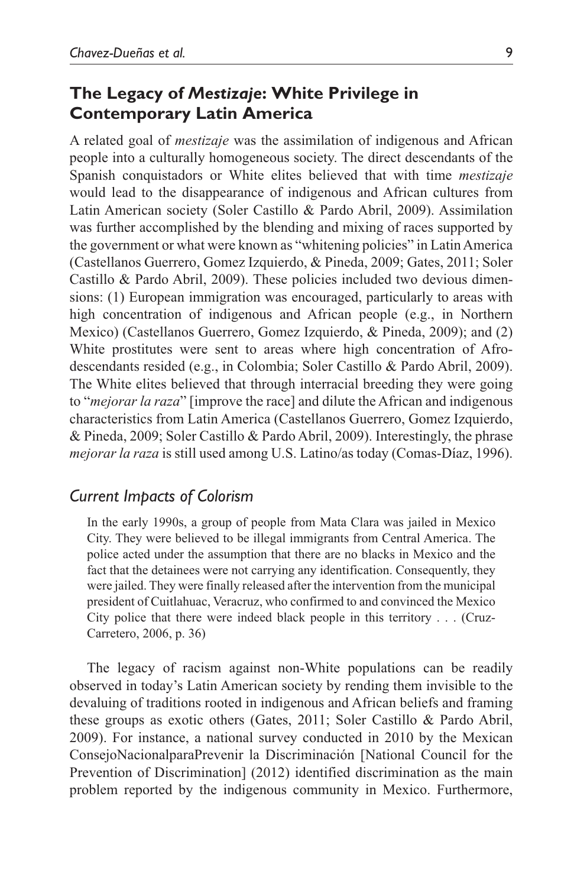## The Legacy of *Mestizaje*: White Privilege in Contemporary Latin America

A related goal of *mestizaje* was the assimilation of indigenous and African people into a culturally homogeneous society. The direct descendants of the Spanish conquistadors or White elites believed that with time *mestizaje* would lead to the disappearance of indigenous and African cultures from Latin American society (Soler Castillo & Pardo Abril, 2009). Assimilation was further accomplished by the blending and mixing of races supported by the government or what were known as "whitening policies" in Latin America (Castellanos Guerrero, Gomez Izquierdo, & Pineda, 2009; Gates, 2011; Soler Castillo & Pardo Abril, 2009). These policies included two devious dimensions: (1) European immigration was encouraged, particularly to areas with high concentration of indigenous and African people (e.g., in Northern Mexico) (Castellanos Guerrero, Gomez Izquierdo, & Pineda, 2009); and (2) White prostitutes were sent to areas where high concentration of Afro-descendants resided (e.g., in Colombia; Soler Castillo & Pardo Abril, 2009). The White elites believed that through interracial breeding they were going to "*mejorar la raza*" [improve the race] and dilute the African and indigenous characteristics from Latin America (Castellanos Guerrero, Gomez Izquierdo, & Pineda, 2009; Soler Castillo & Pardo Abril, 2009). Interestingly, the phrase *mejorar la raza* is still used among U.S. Latino/as today (Comas-Díaz, 1996).

### *Current Impacts of Colorism*

> In the early 1990s, a group of people from Mata Clara was jailed in Mexico City. They were believed to be illegal immigrants from Central America. The police acted under the assumption that there are no blacks in Mexico and the fact that the detainees were not carrying any identification. Consequently, they were jailed. They were finally released after the intervention from the municipal president of Cuitlahuac, Veracruz, who confirmed to and convinced the Mexico City police that there were indeed black people in this territory . . . (Cruz-Carretero, 2006, p. 36)

The legacy of racism against non-White populations can be readily observed in today's Latin American society by rending them invisible to the devaluing of traditions rooted in indigenous and African beliefs and framing these groups as exotic others (Gates, 2011; Soler Castillo & Pardo Abril, 2009). For instance, a national survey conducted in 2010 by the Mexican ConsejoNacionalparaPrevenir la Discriminación [National Council for the Prevention of Discrimination] (2012) identified discrimination as the main problem reported by the indigenous community in Mexico. Furthermore,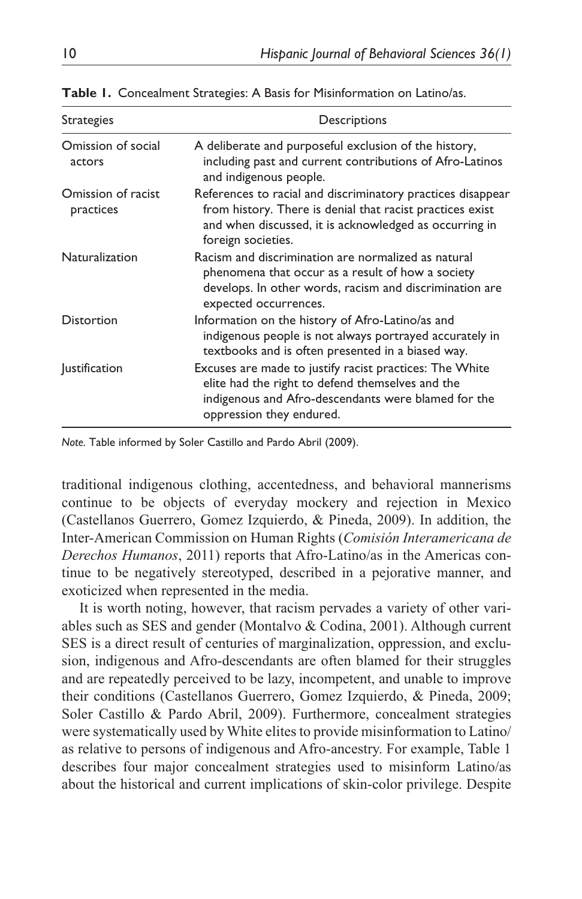**Table 1.** Concealment Strategies: A Basis for Misinformation on Latino/as.

| Strategies | Descriptions |
|---|---|
| Omission of social actors | A deliberate and purposeful exclusion of the history, including past and current contributions of Afro-Latinos and indigenous people. |
| Omission of racist practices | References to racial and discriminatory practices disappear from history. There is denial that racist practices exist and when discussed, it is acknowledged as occurring in foreign societies. |
| Naturalization | Racism and discrimination are normalized as natural phenomena that occur as a result of how a society develops. In other words, racism and discrimination are expected occurrences. |
| Distortion | Information on the history of Afro-Latino/as and indigenous people is not always portrayed accurately in textbooks and is often presented in a biased way. |
| Justification | Excuses are made to justify racist practices: The White elite had the right to defend themselves and the indigenous and Afro-descendants were blamed for the oppression they endured. |

*Note.* Table informed by Soler Castillo and Pardo Abril (2009).

traditional indigenous clothing, accentedness, and behavioral mannerisms continue to be objects of everyday mockery and rejection in Mexico (Castellanos Guerrero, Gomez Izquierdo, & Pineda, 2009). In addition, the Inter-American Commission on Human Rights (*Comisión Interamericana de Derechos Humanos*, 2011) reports that Afro-Latino/as in the Americas continue to be negatively stereotyped, described in a pejorative manner, and exoticized when represented in the media.

It is worth noting, however, that racism pervades a variety of other variables such as SES and gender (Montalvo & Codina, 2001). Although current SES is a direct result of centuries of marginalization, oppression, and exclusion, indigenous and Afro-descendants are often blamed for their struggles and are repeatedly perceived to be lazy, incompetent, and unable to improve their conditions (Castellanos Guerrero, Gomez Izquierdo, & Pineda, 2009; Soler Castillo & Pardo Abril, 2009). Furthermore, concealment strategies were systematically used by White elites to provide misinformation to Latino/as relative to persons of indigenous and Afro-ancestry. For example, Table 1 describes four major concealment strategies used to misinform Latino/as about the historical and current implications of skin-color privilege. Despite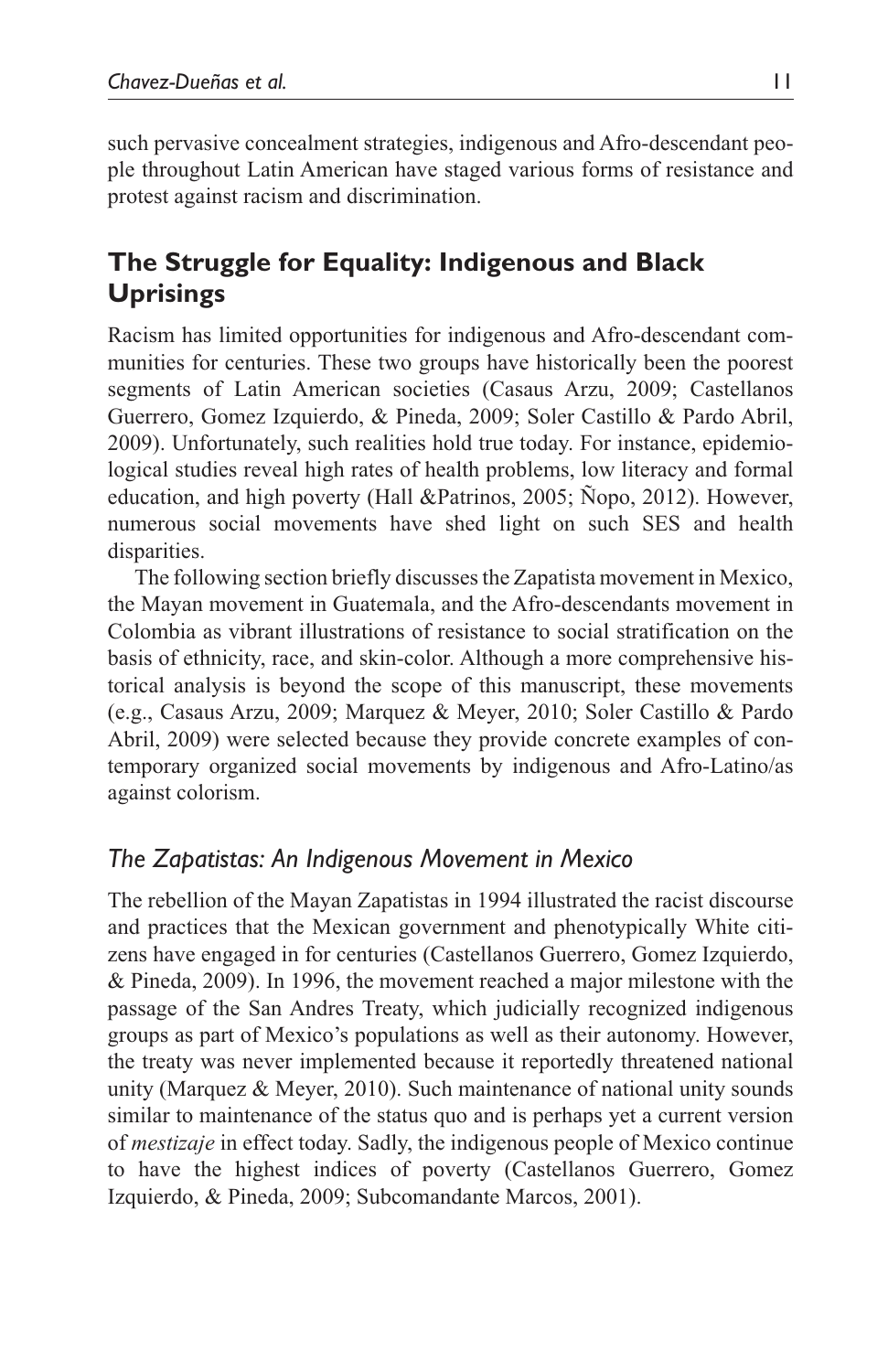such pervasive concealment strategies, indigenous and Afro-descendant people throughout Latin American have staged various forms of resistance and protest against racism and discrimination.

## The Struggle for Equality: Indigenous and Black Uprisings

Racism has limited opportunities for indigenous and Afro-descendant communities for centuries. These two groups have historically been the poorest segments of Latin American societies (Casaus Arzu, 2009; Castellanos Guerrero, Gomez Izquierdo, & Pineda, 2009; Soler Castillo & Pardo Abril, 2009). Unfortunately, such realities hold true today. For instance, epidemiological studies reveal high rates of health problems, low literacy and formal education, and high poverty (Hall &Patrinos, 2005; Ñopo, 2012). However, numerous social movements have shed light on such SES and health disparities.

The following section briefly discusses the Zapatista movement in Mexico, the Mayan movement in Guatemala, and the Afro-descendants movement in Colombia as vibrant illustrations of resistance to social stratification on the basis of ethnicity, race, and skin-color. Although a more comprehensive historical analysis is beyond the scope of this manuscript, these movements (e.g., Casaus Arzu, 2009; Marquez & Meyer, 2010; Soler Castillo & Pardo Abril, 2009) were selected because they provide concrete examples of contemporary organized social movements by indigenous and Afro-Latino/as against colorism.

### *The Zapatistas: An Indigenous Movement in Mexico*

The rebellion of the Mayan Zapatistas in 1994 illustrated the racist discourse and practices that the Mexican government and phenotypically White citizens have engaged in for centuries (Castellanos Guerrero, Gomez Izquierdo, & Pineda, 2009). In 1996, the movement reached a major milestone with the passage of the San Andres Treaty, which judicially recognized indigenous groups as part of Mexico's populations as well as their autonomy. However, the treaty was never implemented because it reportedly threatened national unity (Marquez & Meyer, 2010). Such maintenance of national unity sounds similar to maintenance of the status quo and is perhaps yet a current version of *mestizaje* in effect today. Sadly, the indigenous people of Mexico continue to have the highest indices of poverty (Castellanos Guerrero, Gomez Izquierdo, & Pineda, 2009; Subcomandante Marcos, 2001).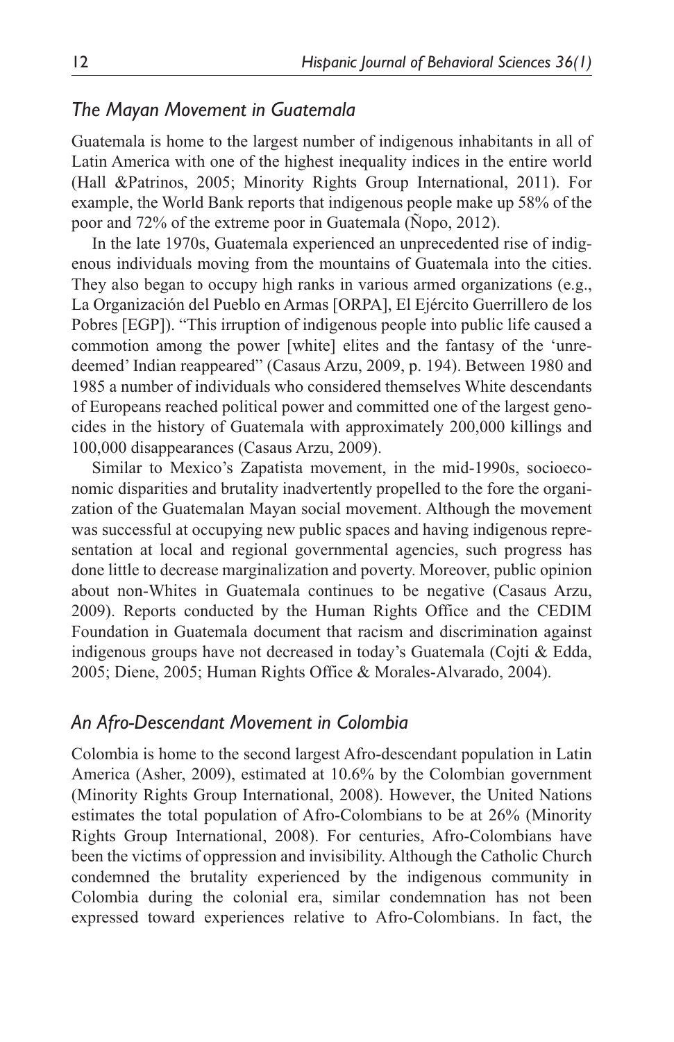### *The Mayan Movement in Guatemala*

Guatemala is home to the largest number of indigenous inhabitants in all of Latin America with one of the highest inequality indices in the entire world (Hall &Patrinos, 2005; Minority Rights Group International, 2011). For example, the World Bank reports that indigenous people make up 58% of the poor and 72% of the extreme poor in Guatemala (Ñopo, 2012).

In the late 1970s, Guatemala experienced an unprecedented rise of indigenous individuals moving from the mountains of Guatemala into the cities. They also began to occupy high ranks in various armed organizations (e.g., La Organización del Pueblo en Armas [ORPA], El Ejército Guerrillero de los Pobres [EGP]). "This irruption of indigenous people into public life caused a commotion among the power [white] elites and the fantasy of the 'unredeemed' Indian reappeared" (Casaus Arzu, 2009, p. 194). Between 1980 and 1985 a number of individuals who considered themselves White descendants of Europeans reached political power and committed one of the largest genocides in the history of Guatemala with approximately 200,000 killings and 100,000 disappearances (Casaus Arzu, 2009).

Similar to Mexico's Zapatista movement, in the mid-1990s, socioeconomic disparities and brutality inadvertently propelled to the fore the organization of the Guatemalan Mayan social movement. Although the movement was successful at occupying new public spaces and having indigenous representation at local and regional governmental agencies, such progress has done little to decrease marginalization and poverty. Moreover, public opinion about non-Whites in Guatemala continues to be negative (Casaus Arzu, 2009). Reports conducted by the Human Rights Office and the CEDIM Foundation in Guatemala document that racism and discrimination against indigenous groups have not decreased in today's Guatemala (Cojti & Edda, 2005; Diene, 2005; Human Rights Office & Morales-Alvarado, 2004).

### *An Afro-Descendant Movement in Colombia*

Colombia is home to the second largest Afro-descendant population in Latin America (Asher, 2009), estimated at 10.6% by the Colombian government (Minority Rights Group International, 2008). However, the United Nations estimates the total population of Afro-Colombians to be at 26% (Minority Rights Group International, 2008). For centuries, Afro-Colombians have been the victims of oppression and invisibility. Although the Catholic Church condemned the brutality experienced by the indigenous community in Colombia during the colonial era, similar condemnation has not been expressed toward experiences relative to Afro-Colombians. In fact, the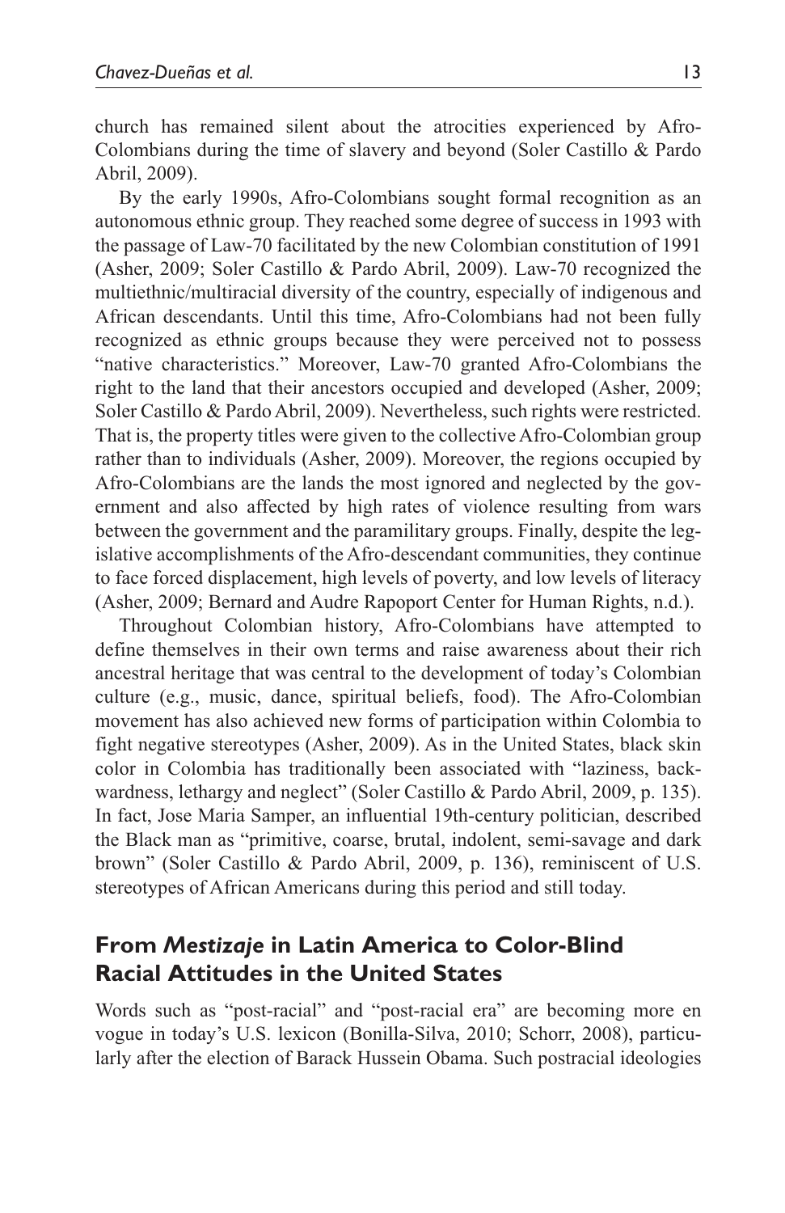church has remained silent about the atrocities experienced by Afro-Colombians during the time of slavery and beyond (Soler Castillo & Pardo Abril, 2009).

By the early 1990s, Afro-Colombians sought formal recognition as an autonomous ethnic group. They reached some degree of success in 1993 with the passage of Law-70 facilitated by the new Colombian constitution of 1991 (Asher, 2009; Soler Castillo & Pardo Abril, 2009). Law-70 recognized the multiethnic/multiracial diversity of the country, especially of indigenous and African descendants. Until this time, Afro-Colombians had not been fully recognized as ethnic groups because they were perceived not to possess "native characteristics." Moreover, Law-70 granted Afro-Colombians the right to the land that their ancestors occupied and developed (Asher, 2009; Soler Castillo & Pardo Abril, 2009). Nevertheless, such rights were restricted. That is, the property titles were given to the collective Afro-Colombian group rather than to individuals (Asher, 2009). Moreover, the regions occupied by Afro-Colombians are the lands the most ignored and neglected by the government and also affected by high rates of violence resulting from wars between the government and the paramilitary groups. Finally, despite the legislative accomplishments of the Afro-descendant communities, they continue to face forced displacement, high levels of poverty, and low levels of literacy (Asher, 2009; Bernard and Audre Rapoport Center for Human Rights, n.d.).

Throughout Colombian history, Afro-Colombians have attempted to define themselves in their own terms and raise awareness about their rich ancestral heritage that was central to the development of today's Colombian culture (e.g., music, dance, spiritual beliefs, food). The Afro-Colombian movement has also achieved new forms of participation within Colombia to fight negative stereotypes (Asher, 2009). As in the United States, black skin color in Colombia has traditionally been associated with "laziness, backwardness, lethargy and neglect" (Soler Castillo & Pardo Abril, 2009, p. 135). In fact, Jose Maria Samper, an influential 19th-century politician, described the Black man as "primitive, coarse, brutal, indolent, semi-savage and dark brown" (Soler Castillo & Pardo Abril, 2009, p. 136), reminiscent of U.S. stereotypes of African Americans during this period and still today.

## From *Mestizaje* in Latin America to Color-Blind Racial Attitudes in the United States

Words such as "post-racial" and "post-racial era" are becoming more en vogue in today's U.S. lexicon (Bonilla-Silva, 2010; Schorr, 2008), particularly after the election of Barack Hussein Obama. Such postracial ideologies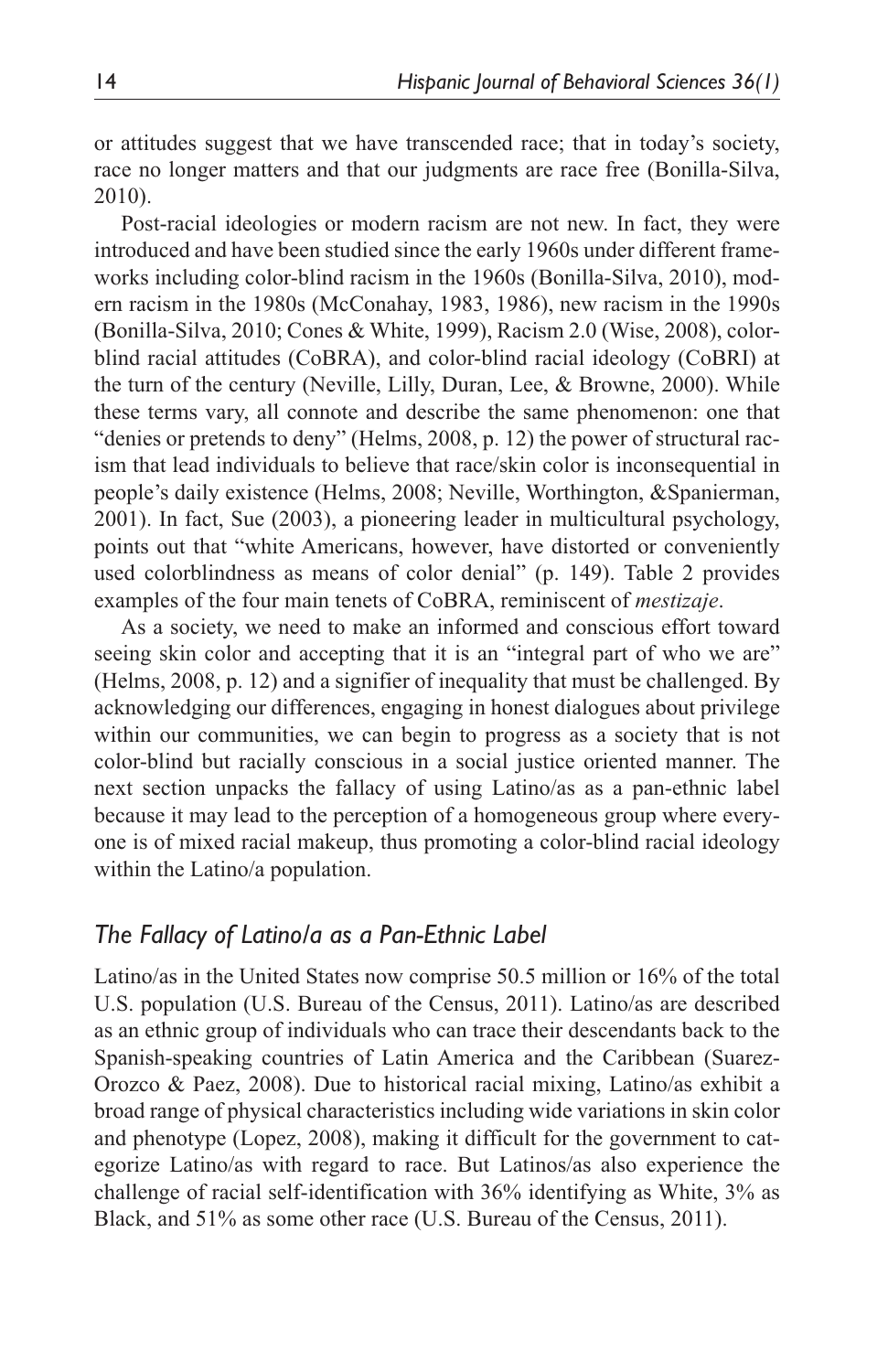or attitudes suggest that we have transcended race; that in today's society, race no longer matters and that our judgments are race free (Bonilla-Silva, 2010).

Post-racial ideologies or modern racism are not new. In fact, they were introduced and have been studied since the early 1960s under different frameworks including color-blind racism in the 1960s (Bonilla-Silva, 2010), modern racism in the 1980s (McConahay, 1983, 1986), new racism in the 1990s (Bonilla-Silva, 2010; Cones & White, 1999), Racism 2.0 (Wise, 2008), color-blind racial attitudes (CoBRA), and color-blind racial ideology (CoBRI) at the turn of the century (Neville, Lilly, Duran, Lee, & Browne, 2000). While these terms vary, all connote and describe the same phenomenon: one that "denies or pretends to deny" (Helms, 2008, p. 12) the power of structural racism that lead individuals to believe that race/skin color is inconsequential in people's daily existence (Helms, 2008; Neville, Worthington, &Spanierman, 2001). In fact, Sue (2003), a pioneering leader in multicultural psychology, points out that "white Americans, however, have distorted or conveniently used colorblindness as means of color denial" (p. 149). Table 2 provides examples of the four main tenets of CoBRA, reminiscent of *mestizaje*.

As a society, we need to make an informed and conscious effort toward seeing skin color and accepting that it is an "integral part of who we are" (Helms, 2008, p. 12) and a signifier of inequality that must be challenged. By acknowledging our differences, engaging in honest dialogues about privilege within our communities, we can begin to progress as a society that is not color-blind but racially conscious in a social justice oriented manner. The next section unpacks the fallacy of using Latino/as as a pan-ethnic label because it may lead to the perception of a homogeneous group where everyone is of mixed racial makeup, thus promoting a color-blind racial ideology within the Latino/a population.

## *The Fallacy of Latino/a as a Pan-Ethnic Label*

Latino/as in the United States now comprise 50.5 million or 16% of the total U.S. population (U.S. Bureau of the Census, 2011). Latino/as are described as an ethnic group of individuals who can trace their descendants back to the Spanish-speaking countries of Latin America and the Caribbean (Suarez-Orozco & Paez, 2008). Due to historical racial mixing, Latino/as exhibit a broad range of physical characteristics including wide variations in skin color and phenotype (Lopez, 2008), making it difficult for the government to categorize Latino/as with regard to race. But Latinos/as also experience the challenge of racial self-identification with 36% identifying as White, 3% as Black, and 51% as some other race (U.S. Bureau of the Census, 2011).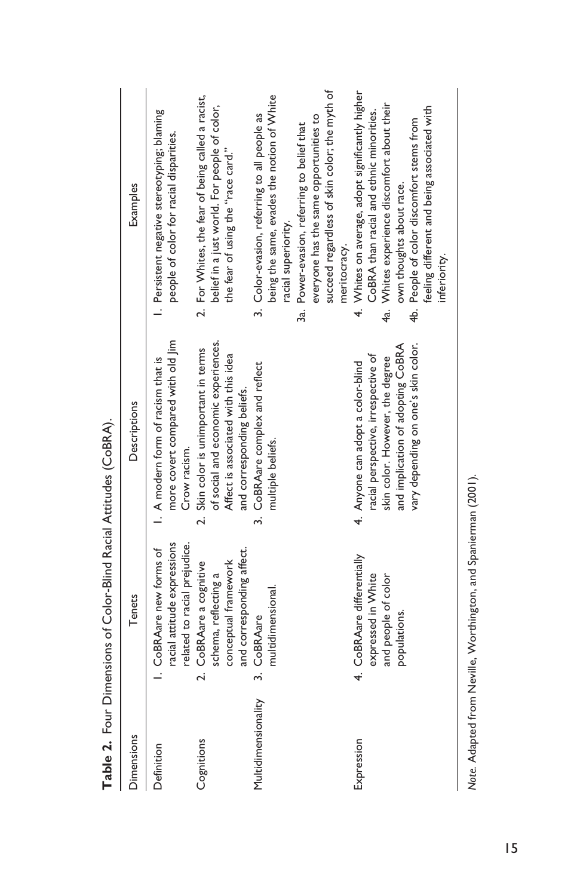**Table 2.** Four Dimensions of Color-Blind Racial Attitudes (CoBRA).

| Dimensions | Tenets | Descriptions | Examples |
|---|---|---|---|
| Definition | 1. CoBRAare new forms of racial attitude expressions related to racial prejudice. | 1. A modern form of racism that is more covert compared with old Jim Crow racism. | 1. Persistent negative stereotyping; blaming people of color for racial disparities. |
| Cognitions | 2. CoBRAare a cognitive schema, reflecting a conceptual framework and corresponding affect. | 2. Skin color is unimportant in terms of social and economic experiences. Affect is associated with this idea and corresponding beliefs. | 2. For Whites, the fear of being called a racist, belief in a just world. For people of color, the fear of using the "race card." |
| Multidimensionality | 3. CoBRAare multidimensional. | 3. CoBRAare complex and reflect multiple beliefs. | 3. Color-evasion, referring to all people as being the same, evades the notion of White racial superiority.<br>3a. Power-evasion, referring to belief that everyone has the same opportunities to succeed regardless of skin color; the myth of meritocracy. |
| Expression | 4. CoBRAare differentially expressed in White and people of color populations. | 4. Anyone can adopt a color-blind racial perspective, irrespective of skin color. However, the degree and implication of adopting CoBRA vary depending on one's skin color. | 4. Whites on average, adopt significantly higher CoBRA than racial and ethnic minorities.<br>4a. Whites experience discomfort about their own thoughts about race.<br>4b. People of color discomfort stems from feeling different and being associated with inferiority. |

*Note.* Adapted from Neville, Worthington, and Spanierman (2001).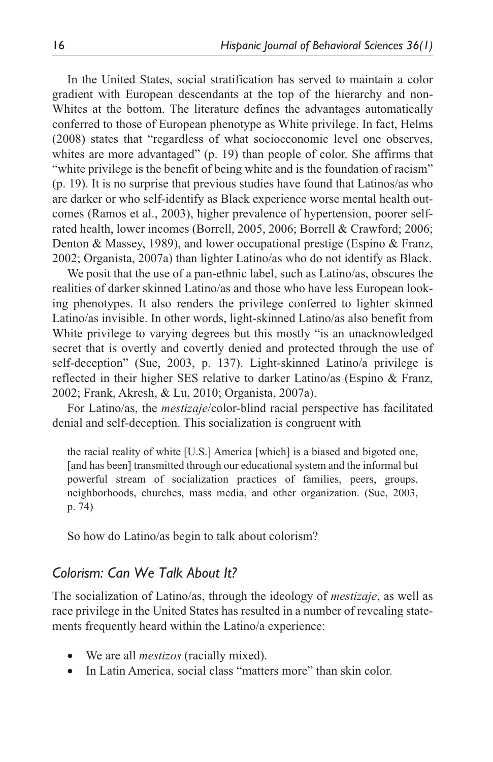In the United States, social stratification has served to maintain a color gradient with European descendants at the top of the hierarchy and non-Whites at the bottom. The literature defines the advantages automatically conferred to those of European phenotype as White privilege. In fact, Helms (2008) states that "regardless of what socioeconomic level one observes, whites are more advantaged" (p. 19) than people of color. She affirms that "white privilege is the benefit of being white and is the foundation of racism" (p. 19). It is no surprise that previous studies have found that Latinos/as who are darker or who self-identify as Black experience worse mental health outcomes (Ramos et al., 2003), higher prevalence of hypertension, poorer self-rated health, lower incomes (Borrell, 2005, 2006; Borrell & Crawford; 2006; Denton & Massey, 1989), and lower occupational prestige (Espino & Franz, 2002; Organista, 2007a) than lighter Latino/as who do not identify as Black.

We posit that the use of a pan-ethnic label, such as Latino/as, obscures the realities of darker skinned Latino/as and those who have less European looking phenotypes. It also renders the privilege conferred to lighter skinned Latino/as invisible. In other words, light-skinned Latino/as also benefit from White privilege to varying degrees but this mostly "is an unacknowledged secret that is overtly and covertly denied and protected through the use of self-deception" (Sue, 2003, p. 137). Light-skinned Latino/a privilege is reflected in their higher SES relative to darker Latino/as (Espino & Franz, 2002; Frank, Akresh, & Lu, 2010; Organista, 2007a).

For Latino/as, the *mestizaje*/color-blind racial perspective has facilitated denial and self-deception. This socialization is congruent with

> the racial reality of white [U.S.] America [which] is a biased and bigoted one, [and has been] transmitted through our educational system and the informal but powerful stream of socialization practices of families, peers, groups, neighborhoods, churches, mass media, and other organization. (Sue, 2003, p. 74)

So how do Latino/as begin to talk about colorism?

## *Colorism: Can We Talk About It?*

The socialization of Latino/as, through the ideology of *mestizaje*, as well as race privilege in the United States has resulted in a number of revealing statements frequently heard within the Latino/a experience:

- We are all *mestizos* (racially mixed).
- In Latin America, social class "matters more" than skin color.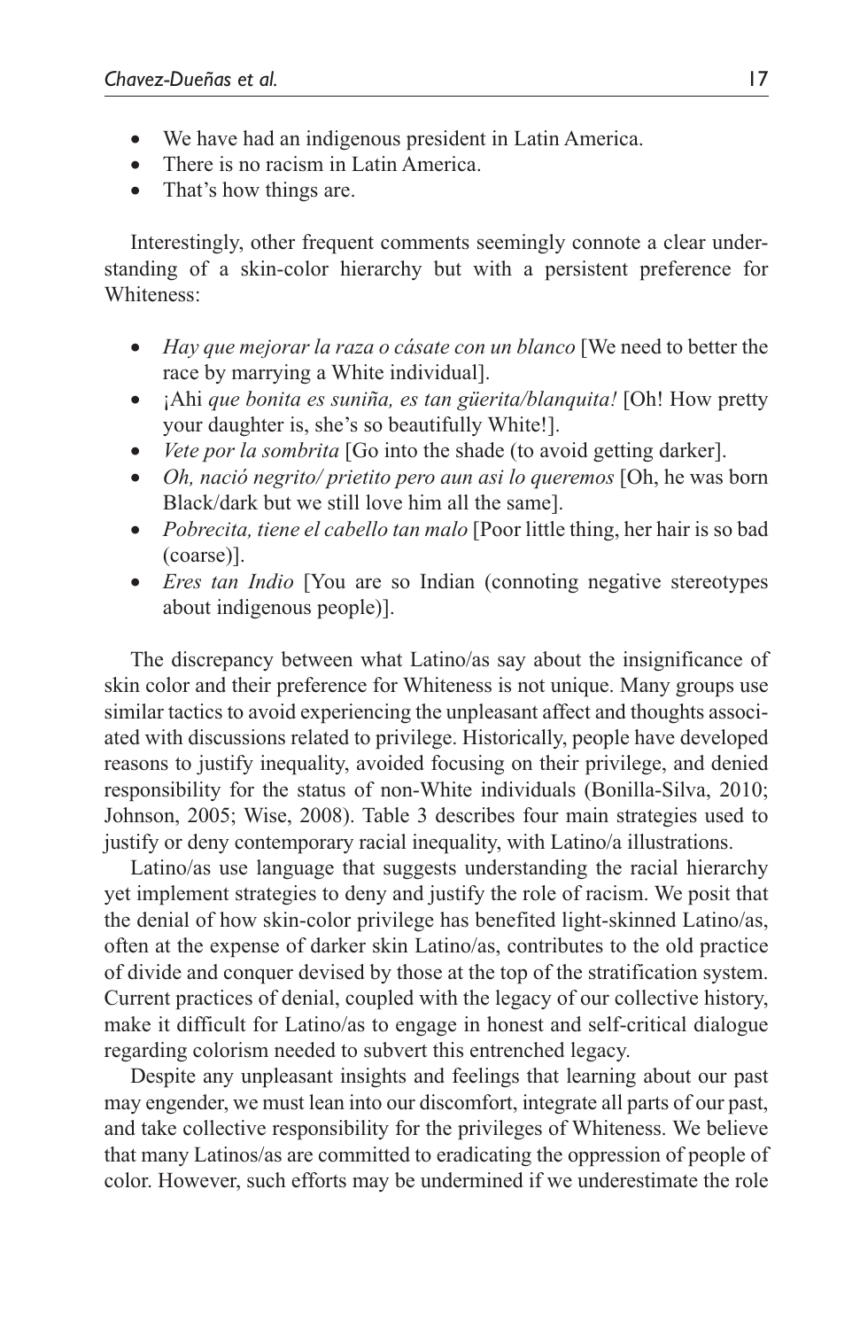- We have had an indigenous president in Latin America.
- There is no racism in Latin America.
- That's how things are.

Interestingly, other frequent comments seemingly connote a clear understanding of a skin-color hierarchy but with a persistent preference for Whiteness:

- *Hay que mejorar la raza o cásate con un blanco* [We need to better the race by marrying a White individual].
- ¡Ahi *que bonita es suniña, es tan güerita/blanquita!* [Oh! How pretty your daughter is, she's so beautifully White!].
- *Vete por la sombrita* [Go into the shade (to avoid getting darker].
- *Oh, nació negrito/ prietito pero aun asi lo queremos* [Oh, he was born Black/dark but we still love him all the same].
- *Pobrecita, tiene el cabello tan malo* [Poor little thing, her hair is so bad (coarse)].
- *Eres tan Indio* [You are so Indian (connoting negative stereotypes about indigenous people)].

The discrepancy between what Latino/as say about the insignificance of skin color and their preference for Whiteness is not unique. Many groups use similar tactics to avoid experiencing the unpleasant affect and thoughts associated with discussions related to privilege. Historically, people have developed reasons to justify inequality, avoided focusing on their privilege, and denied responsibility for the status of non-White individuals (Bonilla-Silva, 2010; Johnson, 2005; Wise, 2008). Table 3 describes four main strategies used to justify or deny contemporary racial inequality, with Latino/a illustrations.

Latino/as use language that suggests understanding the racial hierarchy yet implement strategies to deny and justify the role of racism. We posit that the denial of how skin-color privilege has benefited light-skinned Latino/as, often at the expense of darker skin Latino/as, contributes to the old practice of divide and conquer devised by those at the top of the stratification system. Current practices of denial, coupled with the legacy of our collective history, make it difficult for Latino/as to engage in honest and self-critical dialogue regarding colorism needed to subvert this entrenched legacy.

Despite any unpleasant insights and feelings that learning about our past may engender, we must lean into our discomfort, integrate all parts of our past, and take collective responsibility for the privileges of Whiteness. We believe that many Latinos/as are committed to eradicating the oppression of people of color. However, such efforts may be undermined if we underestimate the role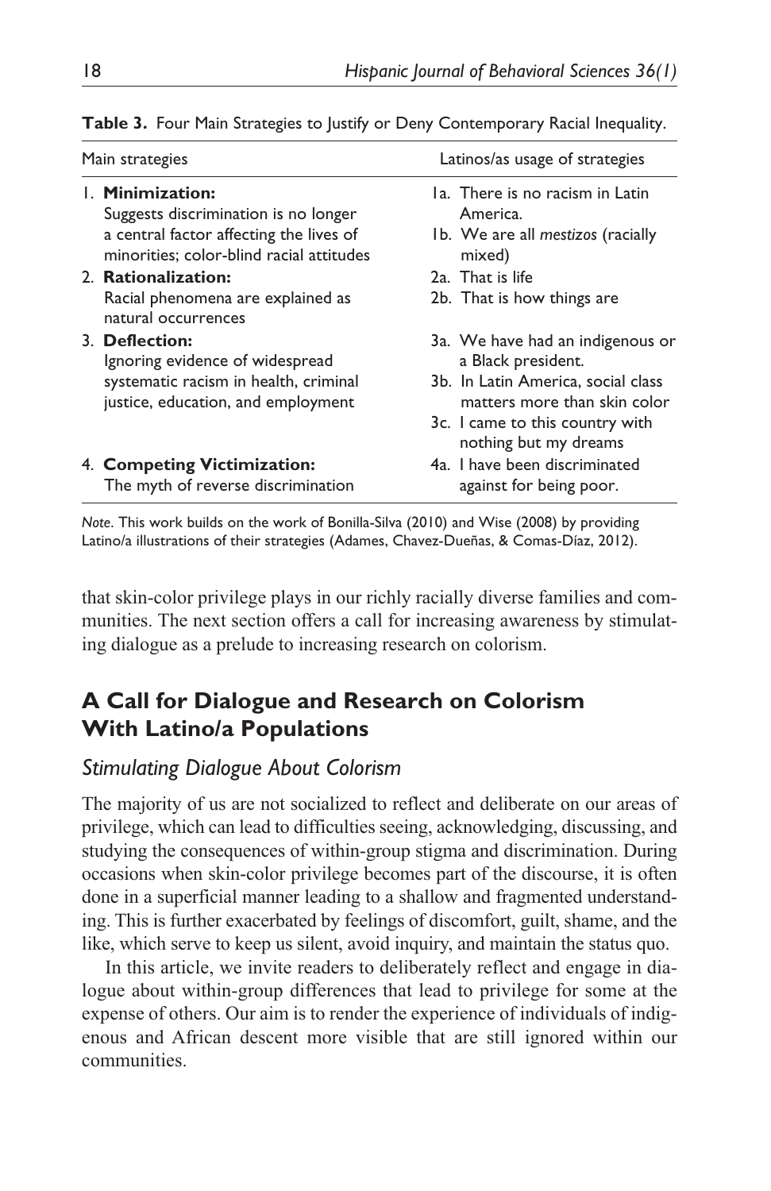**Table 3.** Four Main Strategies to Justify or Deny Contemporary Racial Inequality.

| Main strategies | Latinos/as usage of strategies |
| --- | --- |
| 1. **Minimization:** Suggests discrimination is no longer a central factor affecting the lives of minorities; color-blind racial attitudes | 1a. There is no racism in Latin America.<br>1b. We are all *mestizos* (racially mixed) |
| 2. **Rationalization:** Racial phenomena are explained as natural occurrences | 2a. That is life<br>2b. That is how things are |
| 3. **Deflection:** Ignoring evidence of widespread systematic racism in health, criminal justice, education, and employment | 3a. We have had an indigenous or a Black president.<br>3b. In Latin America, social class matters more than skin color<br>3c. I came to this country with nothing but my dreams |
| 4. **Competing Victimization:** The myth of reverse discrimination | 4a. I have been discriminated against for being poor. |

*Note*. This work builds on the work of Bonilla-Silva (2010) and Wise (2008) by providing Latino/a illustrations of their strategies (Adames, Chavez-Dueñas, & Comas-Díaz, 2012).

that skin-color privilege plays in our richly racially diverse families and communities. The next section offers a call for increasing awareness by stimulating dialogue as a prelude to increasing research on colorism.

## A Call for Dialogue and Research on Colorism With Latino/a Populations

### *Stimulating Dialogue About Colorism*

The majority of us are not socialized to reflect and deliberate on our areas of privilege, which can lead to difficulties seeing, acknowledging, discussing, and studying the consequences of within-group stigma and discrimination. During occasions when skin-color privilege becomes part of the discourse, it is often done in a superficial manner leading to a shallow and fragmented understanding. This is further exacerbated by feelings of discomfort, guilt, shame, and the like, which serve to keep us silent, avoid inquiry, and maintain the status quo.

In this article, we invite readers to deliberately reflect and engage in dialogue about within-group differences that lead to privilege for some at the expense of others. Our aim is to render the experience of individuals of indigenous and African descent more visible that are still ignored within our communities.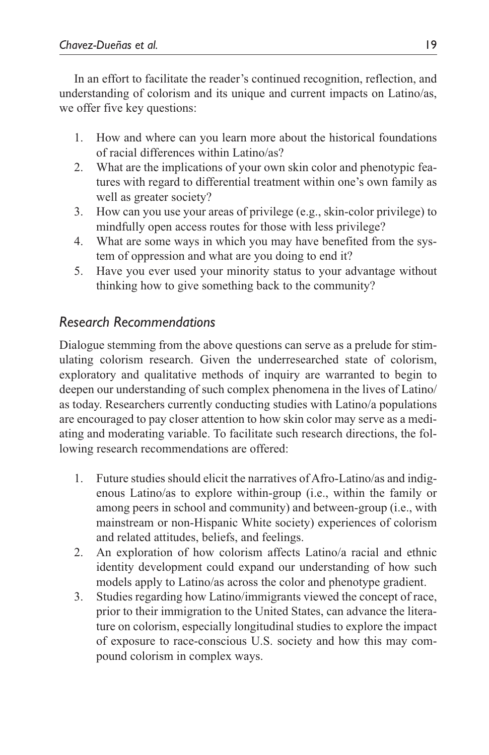In an effort to facilitate the reader's continued recognition, reflection, and understanding of colorism and its unique and current impacts on Latino/as, we offer five key questions:

1. How and where can you learn more about the historical foundations of racial differences within Latino/as?
2. What are the implications of your own skin color and phenotypic features with regard to differential treatment within one's own family as well as greater society?
3. How can you use your areas of privilege (e.g., skin-color privilege) to mindfully open access routes for those with less privilege?
4. What are some ways in which you may have benefited from the system of oppression and what are you doing to end it?
5. Have you ever used your minority status to your advantage without thinking how to give something back to the community?

## *Research Recommendations*

Dialogue stemming from the above questions can serve as a prelude for stimulating colorism research. Given the underresearched state of colorism, exploratory and qualitative methods of inquiry are warranted to begin to deepen our understanding of such complex phenomena in the lives of Latino/as today. Researchers currently conducting studies with Latino/a populations are encouraged to pay closer attention to how skin color may serve as a mediating and moderating variable. To facilitate such research directions, the following research recommendations are offered:

1. Future studies should elicit the narratives of Afro-Latino/as and indigenous Latino/as to explore within-group (i.e., within the family or among peers in school and community) and between-group (i.e., with mainstream or non-Hispanic White society) experiences of colorism and related attitudes, beliefs, and feelings.
2. An exploration of how colorism affects Latino/a racial and ethnic identity development could expand our understanding of how such models apply to Latino/as across the color and phenotype gradient.
3. Studies regarding how Latino/immigrants viewed the concept of race, prior to their immigration to the United States, can advance the literature on colorism, especially longitudinal studies to explore the impact of exposure to race-conscious U.S. society and how this may compound colorism in complex ways.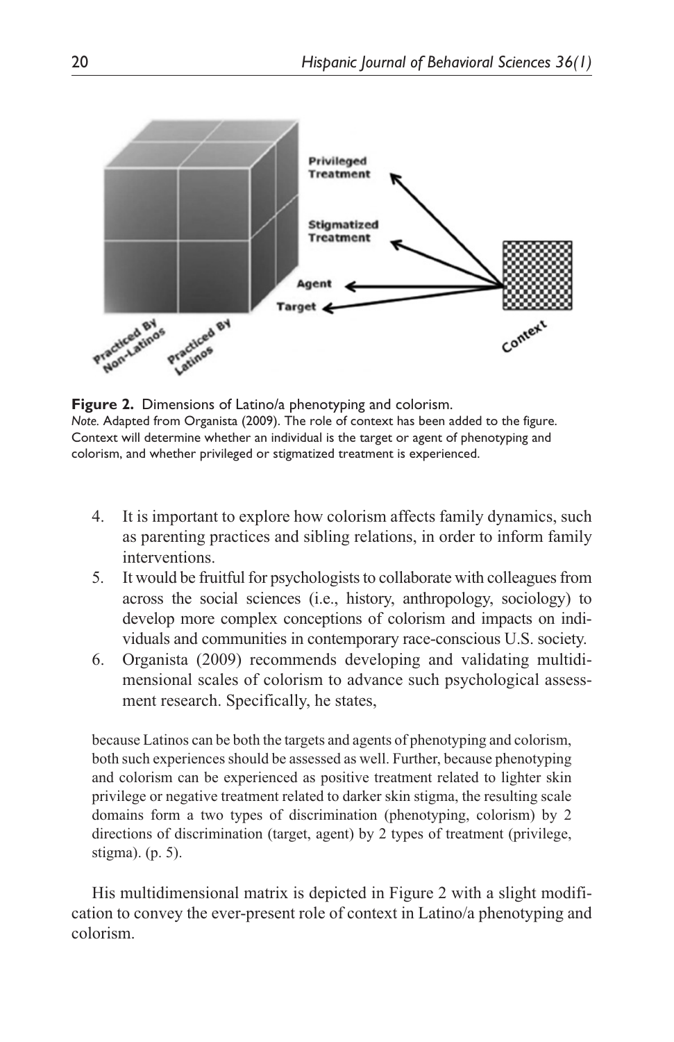Privileged Treatment

Stigmatized Treatment

Agent

Target

Practiced By Non-Latinos

Practiced By Latinos

Context

**Figure 2.** Dimensions of Latino/a phenotyping and colorism.
*Note.* Adapted from Organista (2009). The role of context has been added to the figure. Context will determine whether an individual is the target or agent of phenotyping and colorism, and whether privileged or stigmatized treatment is experienced.

4. It is important to explore how colorism affects family dynamics, such as parenting practices and sibling relations, in order to inform family interventions.
5. It would be fruitful for psychologists to collaborate with colleagues from across the social sciences (i.e., history, anthropology, sociology) to develop more complex conceptions of colorism and impacts on individuals and communities in contemporary race-conscious U.S. society.
6. Organista (2009) recommends developing and validating multidimensional scales of colorism to advance such psychological assessment research. Specifically, he states,

> because Latinos can be both the targets and agents of phenotyping and colorism, both such experiences should be assessed as well. Further, because phenotyping and colorism can be experienced as positive treatment related to lighter skin privilege or negative treatment related to darker skin stigma, the resulting scale domains form a two types of discrimination (phenotyping, colorism) by 2 directions of discrimination (target, agent) by 2 types of treatment (privilege, stigma). (p. 5).

His multidimensional matrix is depicted in Figure 2 with a slight modification to convey the ever-present role of context in Latino/a phenotyping and colorism.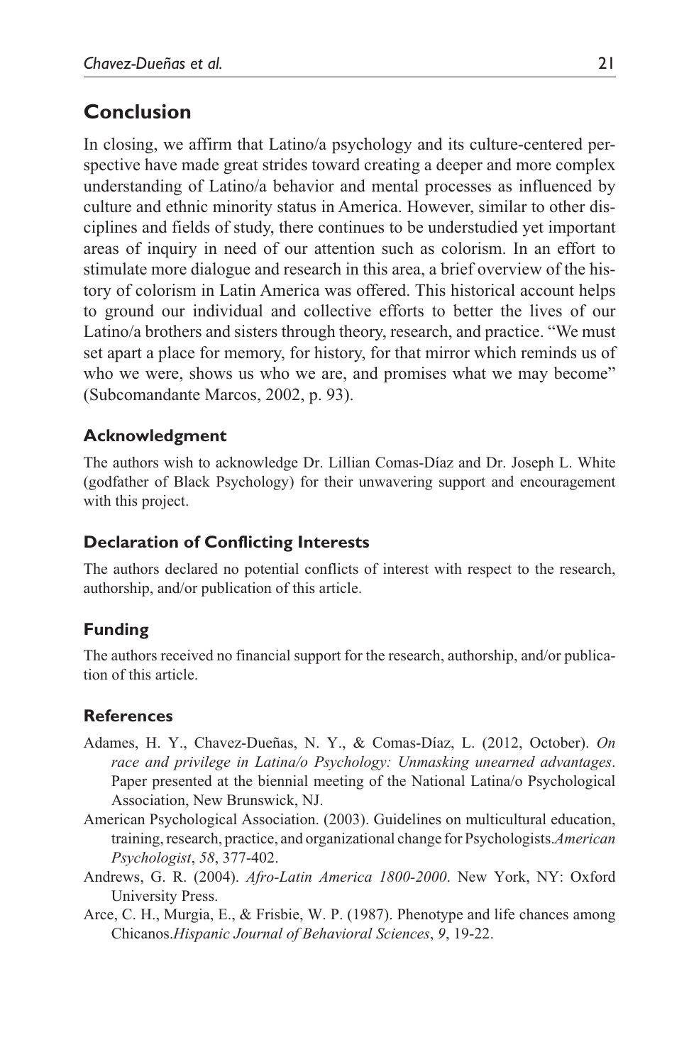## Conclusion

In closing, we affirm that Latino/a psychology and its culture-centered perspective have made great strides toward creating a deeper and more complex understanding of Latino/a behavior and mental processes as influenced by culture and ethnic minority status in America. However, similar to other disciplines and fields of study, there continues to be understudied yet important areas of inquiry in need of our attention such as colorism. In an effort to stimulate more dialogue and research in this area, a brief overview of the history of colorism in Latin America was offered. This historical account helps to ground our individual and collective efforts to better the lives of our Latino/a brothers and sisters through theory, research, and practice. "We must set apart a place for memory, for history, for that mirror which reminds us of who we were, shows us who we are, and promises what we may become" (Subcomandante Marcos, 2002, p. 93).

### Acknowledgment

The authors wish to acknowledge Dr. Lillian Comas-Díaz and Dr. Joseph L. White (godfather of Black Psychology) for their unwavering support and encouragement with this project.

### Declaration of Conflicting Interests

The authors declared no potential conflicts of interest with respect to the research, authorship, and/or publication of this article.

### Funding

The authors received no financial support for the research, authorship, and/or publication of this article.

### References

Adames, H. Y., Chavez-Dueñas, N. Y., & Comas-Díaz, L. (2012, October). *On race and privilege in Latina/o Psychology: Unmasking unearned advantages*. Paper presented at the biennial meeting of the National Latina/o Psychological Association, New Brunswick, NJ.

American Psychological Association. (2003). Guidelines on multicultural education, training, research, practice, and organizational change for Psychologists.*American Psychologist*, *58*, 377-402.

Andrews, G. R. (2004). *Afro-Latin America 1800-2000*. New York, NY: Oxford University Press.

Arce, C. H., Murgia, E., & Frisbie, W. P. (1987). Phenotype and life chances among Chicanos.*Hispanic Journal of Behavioral Sciences*, *9*, 19-22.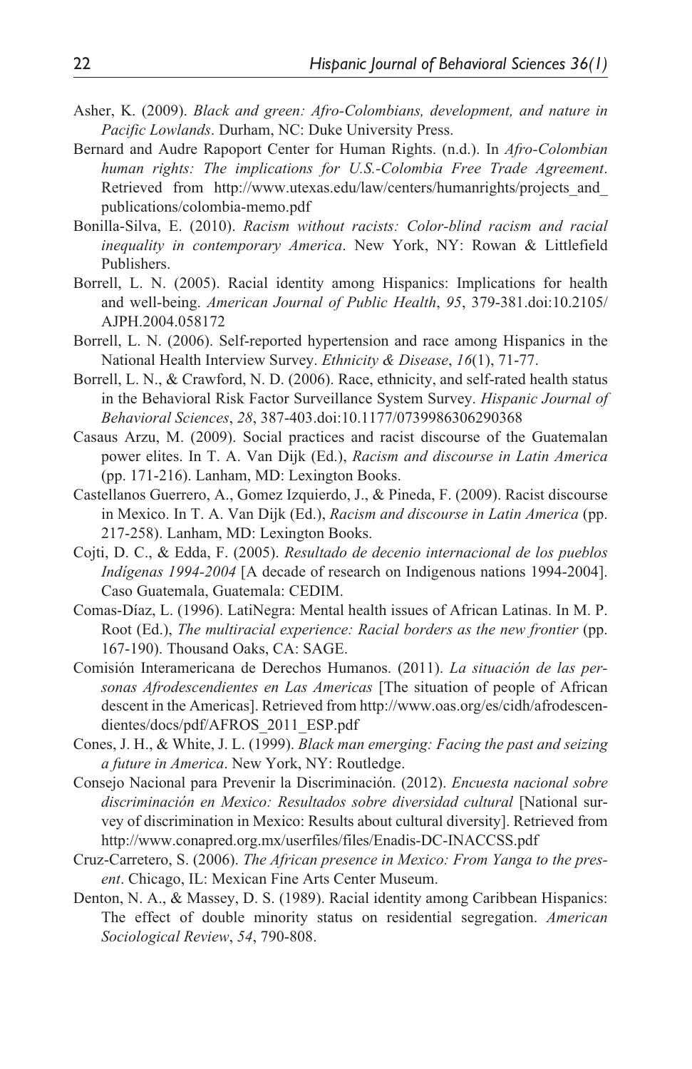Asher, K. (2009). *Black and green: Afro-Colombians, development, and nature in Pacific Lowlands*. Durham, NC: Duke University Press.

Bernard and Audre Rapoport Center for Human Rights. (n.d.). In *Afro-Colombian human rights: The implications for U.S.-Colombia Free Trade Agreement*. Retrieved from http://www.utexas.edu/law/centers/humanrights/projects_and_publications/colombia-memo.pdf

Bonilla-Silva, E. (2010). *Racism without racists: Color-blind racism and racial inequality in contemporary America*. New York, NY: Rowan & Littlefield Publishers.

Borrell, L. N. (2005). Racial identity among Hispanics: Implications for health and well-being. *American Journal of Public Health*, *95*, 379-381.doi:10.2105/AJPH.2004.058172

Borrell, L. N. (2006). Self-reported hypertension and race among Hispanics in the National Health Interview Survey. *Ethnicity & Disease*, *16*(1), 71-77.

Borrell, L. N., & Crawford, N. D. (2006). Race, ethnicity, and self-rated health status in the Behavioral Risk Factor Surveillance System Survey. *Hispanic Journal of Behavioral Sciences*, *28*, 387-403.doi:10.1177/0739986306290368

Casaus Arzu, M. (2009). Social practices and racist discourse of the Guatemalan power elites. In T. A. Van Dijk (Ed.), *Racism and discourse in Latin America* (pp. 171-216). Lanham, MD: Lexington Books.

Castellanos Guerrero, A., Gomez Izquierdo, J., & Pineda, F. (2009). Racist discourse in Mexico. In T. A. Van Dijk (Ed.), *Racism and discourse in Latin America* (pp. 217-258). Lanham, MD: Lexington Books.

Cojti, D. C., & Edda, F. (2005). *Resultado de decenio internacional de los pueblos Indígenas 1994-2004* [A decade of research on Indigenous nations 1994-2004]. Caso Guatemala, Guatemala: CEDIM.

Comas-Díaz, L. (1996). LatiNegra: Mental health issues of African Latinas. In M. P. Root (Ed.), *The multiracial experience: Racial borders as the new frontier* (pp. 167-190). Thousand Oaks, CA: SAGE.

Comisión Interamericana de Derechos Humanos. (2011). *La situación de las personas Afrodescendientes en Las Americas* [The situation of people of African descent in the Americas]. Retrieved from http://www.oas.org/es/cidh/afrodescendientes/docs/pdf/AFROS_2011_ESP.pdf

Cones, J. H., & White, J. L. (1999). *Black man emerging: Facing the past and seizing a future in America*. New York, NY: Routledge.

Consejo Nacional para Prevenir la Discriminación. (2012). *Encuesta nacional sobre discriminación en Mexico: Resultados sobre diversidad cultural* [National survey of discrimination in Mexico: Results about cultural diversity]. Retrieved from http://www.conapred.org.mx/userfiles/files/Enadis-DC-INACCSS.pdf

Cruz-Carretero, S. (2006). *The African presence in Mexico: From Yanga to the present*. Chicago, IL: Mexican Fine Arts Center Museum.

Denton, N. A., & Massey, D. S. (1989). Racial identity among Caribbean Hispanics: The effect of double minority status on residential segregation. *American Sociological Review*, *54*, 790-808.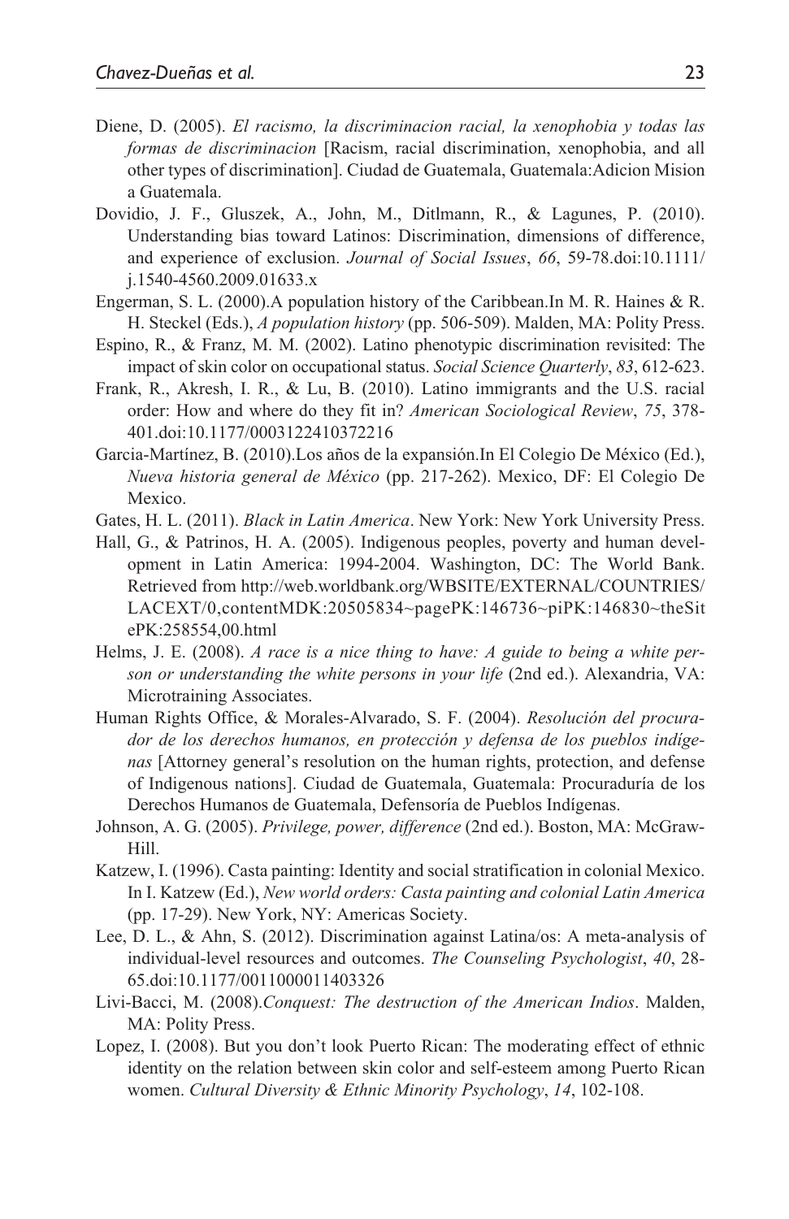Diene, D. (2005). *El racismo, la discriminacion racial, la xenophobia y todas las formas de discriminacion* [Racism, racial discrimination, xenophobia, and all other types of discrimination]. Ciudad de Guatemala, Guatemala:Adicion Mision a Guatemala.

Dovidio, J. F., Gluszek, A., John, M., Ditlmann, R., & Lagunes, P. (2010). Understanding bias toward Latinos: Discrimination, dimensions of difference, and experience of exclusion. *Journal of Social Issues*, *66*, 59-78.doi:10.1111/j.1540-4560.2009.01633.x

Engerman, S. L. (2000).A population history of the Caribbean.In M. R. Haines & R. H. Steckel (Eds.), *A population history* (pp. 506-509). Malden, MA: Polity Press.

Espino, R., & Franz, M. M. (2002). Latino phenotypic discrimination revisited: The impact of skin color on occupational status. *Social Science Quarterly*, *83*, 612-623.

Frank, R., Akresh, I. R., & Lu, B. (2010). Latino immigrants and the U.S. racial order: How and where do they fit in? *American Sociological Review*, *75*, 378-401.doi:10.1177/0003122410372216

Garcia-Martínez, B. (2010).Los años de la expansión.In El Colegio De México (Ed.), *Nueva historia general de México* (pp. 217-262). Mexico, DF: El Colegio De Mexico.

Gates, H. L. (2011). *Black in Latin America*. New York: New York University Press.

Hall, G., & Patrinos, H. A. (2005). Indigenous peoples, poverty and human development in Latin America: 1994-2004. Washington, DC: The World Bank. Retrieved from http://web.worldbank.org/WBSITE/EXTERNAL/COUNTRIES/LACEXT/0,contentMDK:20505834~pagePK:146736~piPK:146830~theSitePK:258554,00.html

Helms, J. E. (2008). *A race is a nice thing to have: A guide to being a white person or understanding the white persons in your life* (2nd ed.). Alexandria, VA: Microtraining Associates.

Human Rights Office, & Morales-Alvarado, S. F. (2004). *Resolución del procurador de los derechos humanos, en protección y defensa de los pueblos indígenas* [Attorney general's resolution on the human rights, protection, and defense of Indigenous nations]. Ciudad de Guatemala, Guatemala: Procuraduría de los Derechos Humanos de Guatemala, Defensoría de Pueblos Indígenas.

Johnson, A. G. (2005). *Privilege, power, difference* (2nd ed.). Boston, MA: McGraw-Hill.

Katzew, I. (1996). Casta painting: Identity and social stratification in colonial Mexico. In I. Katzew (Ed.), *New world orders: Casta painting and colonial Latin America* (pp. 17-29). New York, NY: Americas Society.

Lee, D. L., & Ahn, S. (2012). Discrimination against Latina/os: A meta-analysis of individual-level resources and outcomes. *The Counseling Psychologist*, *40*, 28-65.doi:10.1177/0011000011403326

Livi-Bacci, M. (2008).*Conquest: The destruction of the American Indios*. Malden, MA: Polity Press.

Lopez, I. (2008). But you don't look Puerto Rican: The moderating effect of ethnic identity on the relation between skin color and self-esteem among Puerto Rican women. *Cultural Diversity & Ethnic Minority Psychology*, *14*, 102-108.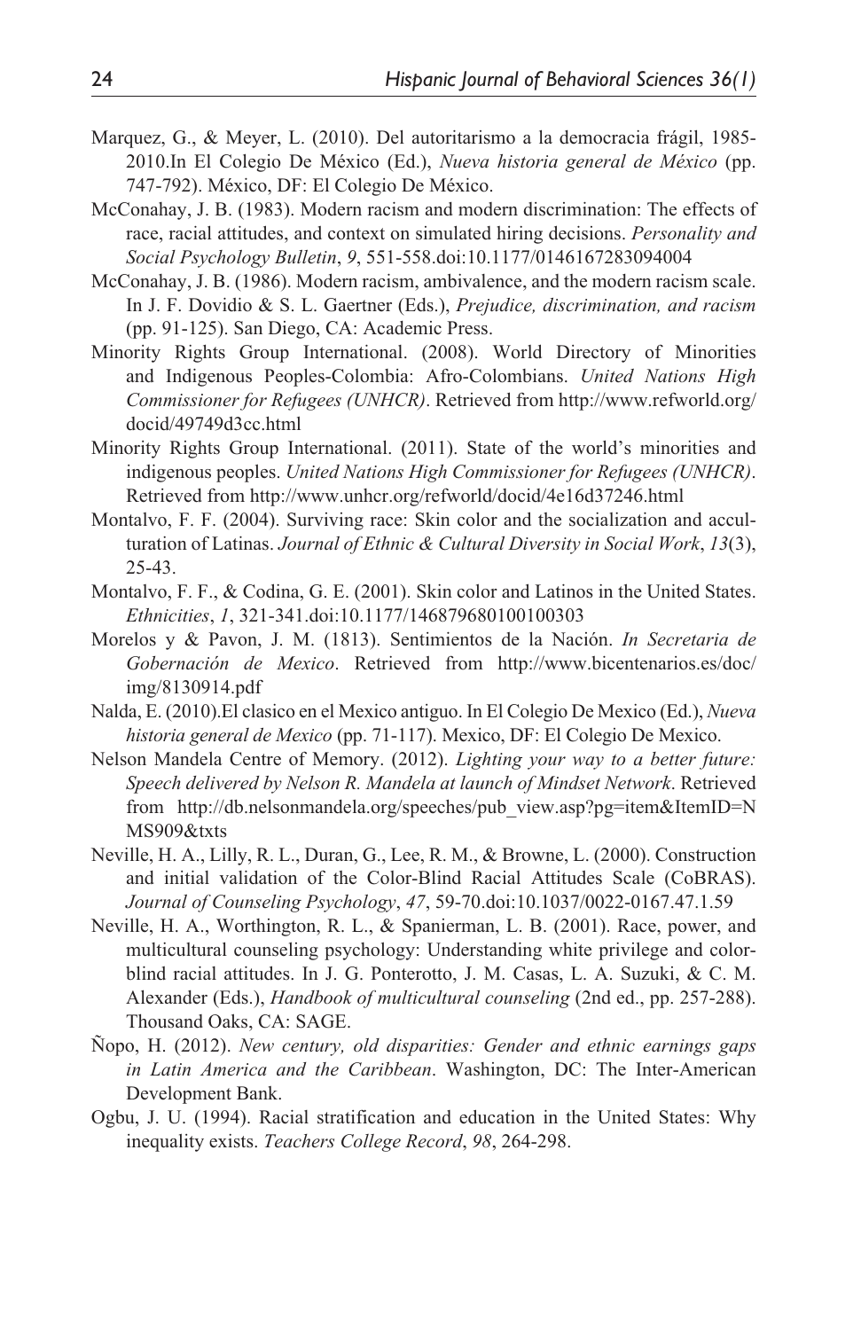Marquez, G., & Meyer, L. (2010). Del autoritarismo a la democracia frágil, 1985-2010.In El Colegio De México (Ed.), *Nueva historia general de México* (pp. 747-792). México, DF: El Colegio De México.

McConahay, J. B. (1983). Modern racism and modern discrimination: The effects of race, racial attitudes, and context on simulated hiring decisions. *Personality and Social Psychology Bulletin*, *9*, 551-558.doi:10.1177/0146167283094004

McConahay, J. B. (1986). Modern racism, ambivalence, and the modern racism scale. In J. F. Dovidio & S. L. Gaertner (Eds.), *Prejudice, discrimination, and racism* (pp. 91-125). San Diego, CA: Academic Press.

Minority Rights Group International. (2008). World Directory of Minorities and Indigenous Peoples-Colombia: Afro-Colombians. *United Nations High Commissioner for Refugees (UNHCR)*. Retrieved from http://www.refworld.org/docid/49749d3cc.html

Minority Rights Group International. (2011). State of the world's minorities and indigenous peoples. *United Nations High Commissioner for Refugees (UNHCR)*. Retrieved from http://www.unhcr.org/refworld/docid/4e16d37246.html

Montalvo, F. F. (2004). Surviving race: Skin color and the socialization and acculturation of Latinas. *Journal of Ethnic & Cultural Diversity in Social Work*, *13*(3), 25-43.

Montalvo, F. F., & Codina, G. E. (2001). Skin color and Latinos in the United States. *Ethnicities*, *1*, 321-341.doi:10.1177/146879680100100303

Morelos y & Pavon, J. M. (1813). Sentimientos de la Nación. *In Secretaria de Gobernación de Mexico*. Retrieved from http://www.bicentenarios.es/doc/img/8130914.pdf

Nalda, E. (2010).El clasico en el Mexico antiguo. In El Colegio De Mexico (Ed.), *Nueva historia general de Mexico* (pp. 71-117). Mexico, DF: El Colegio De Mexico.

Nelson Mandela Centre of Memory. (2012). *Lighting your way to a better future: Speech delivered by Nelson R. Mandela at launch of Mindset Network*. Retrieved from http://db.nelsonmandela.org/speeches/pub_view.asp?pg=item&ItemID=NMS909&txts

Neville, H. A., Lilly, R. L., Duran, G., Lee, R. M., & Browne, L. (2000). Construction and initial validation of the Color-Blind Racial Attitudes Scale (CoBRAS). *Journal of Counseling Psychology*, *47*, 59-70.doi:10.1037/0022-0167.47.1.59

Neville, H. A., Worthington, R. L., & Spanierman, L. B. (2001). Race, power, and multicultural counseling psychology: Understanding white privilege and color-blind racial attitudes. In J. G. Ponterotto, J. M. Casas, L. A. Suzuki, & C. M. Alexander (Eds.), *Handbook of multicultural counseling* (2nd ed., pp. 257-288). Thousand Oaks, CA: SAGE.

Ñopo, H. (2012). *New century, old disparities: Gender and ethnic earnings gaps in Latin America and the Caribbean*. Washington, DC: The Inter-American Development Bank.

Ogbu, J. U. (1994). Racial stratification and education in the United States: Why inequality exists. *Teachers College Record*, *98*, 264-298.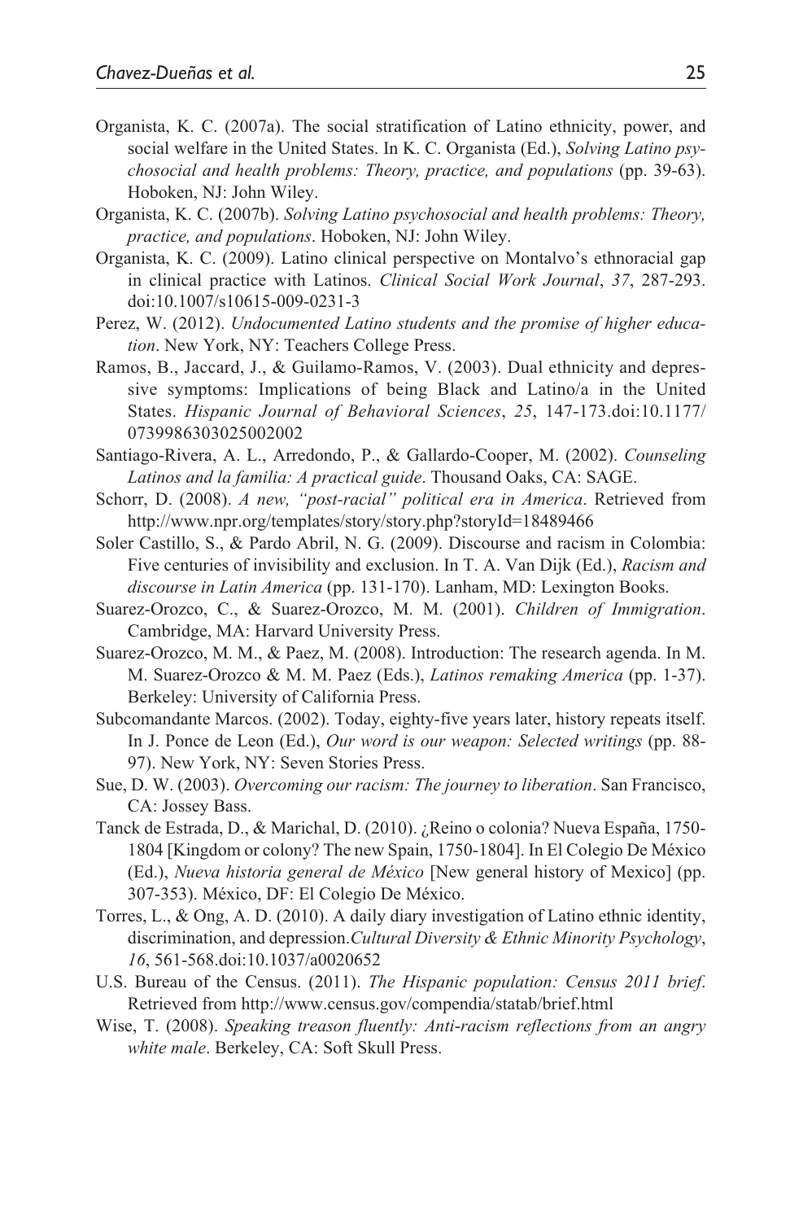Organista, K. C. (2007a). The social stratification of Latino ethnicity, power, and social welfare in the United States. In K. C. Organista (Ed.), *Solving Latino psychosocial and health problems: Theory, practice, and populations* (pp. 39-63). Hoboken, NJ: John Wiley.

Organista, K. C. (2007b). *Solving Latino psychosocial and health problems: Theory, practice, and populations*. Hoboken, NJ: John Wiley.

Organista, K. C. (2009). Latino clinical perspective on Montalvo's ethnoracial gap in clinical practice with Latinos. *Clinical Social Work Journal*, *37*, 287-293. doi:10.1007/s10615-009-0231-3

Perez, W. (2012). *Undocumented Latino students and the promise of higher education*. New York, NY: Teachers College Press.

Ramos, B., Jaccard, J., & Guilamo-Ramos, V. (2003). Dual ethnicity and depressive symptoms: Implications of being Black and Latino/a in the United States. *Hispanic Journal of Behavioral Sciences*, *25*, 147-173.doi:10.1177/0739986303025002002

Santiago-Rivera, A. L., Arredondo, P., & Gallardo-Cooper, M. (2002). *Counseling Latinos and la familia: A practical guide*. Thousand Oaks, CA: SAGE.

Schorr, D. (2008). *A new, "post-racial" political era in America*. Retrieved from http://www.npr.org/templates/story/story.php?storyId=18489466

Soler Castillo, S., & Pardo Abril, N. G. (2009). Discourse and racism in Colombia: Five centuries of invisibility and exclusion. In T. A. Van Dijk (Ed.), *Racism and discourse in Latin America* (pp. 131-170). Lanham, MD: Lexington Books.

Suarez-Orozco, C., & Suarez-Orozco, M. M. (2001). *Children of Immigration*. Cambridge, MA: Harvard University Press.

Suarez-Orozco, M. M., & Paez, M. (2008). Introduction: The research agenda. In M. M. Suarez-Orozco & M. M. Paez (Eds.), *Latinos remaking America* (pp. 1-37). Berkeley: University of California Press.

Subcomandante Marcos. (2002). Today, eighty-five years later, history repeats itself. In J. Ponce de Leon (Ed.), *Our word is our weapon: Selected writings* (pp. 88-97). New York, NY: Seven Stories Press.

Sue, D. W. (2003). *Overcoming our racism: The journey to liberation*. San Francisco, CA: Jossey Bass.

Tanck de Estrada, D., & Marichal, D. (2010). ¿Reino o colonia? Nueva España, 1750-1804 [Kingdom or colony? The new Spain, 1750-1804]. In El Colegio De México (Ed.), *Nueva historia general de México* [New general history of Mexico] (pp. 307-353). México, DF: El Colegio De México.

Torres, L., & Ong, A. D. (2010). A daily diary investigation of Latino ethnic identity, discrimination, and depression.*Cultural Diversity & Ethnic Minority Psychology*, *16*, 561-568.doi:10.1037/a0020652

U.S. Bureau of the Census. (2011). *The Hispanic population: Census 2011 brief*. Retrieved from http://www.census.gov/compendia/statab/brief.html

Wise, T. (2008). *Speaking treason fluently: Anti-racism reflections from an angry white male*. Berkeley, CA: Soft Skull Press.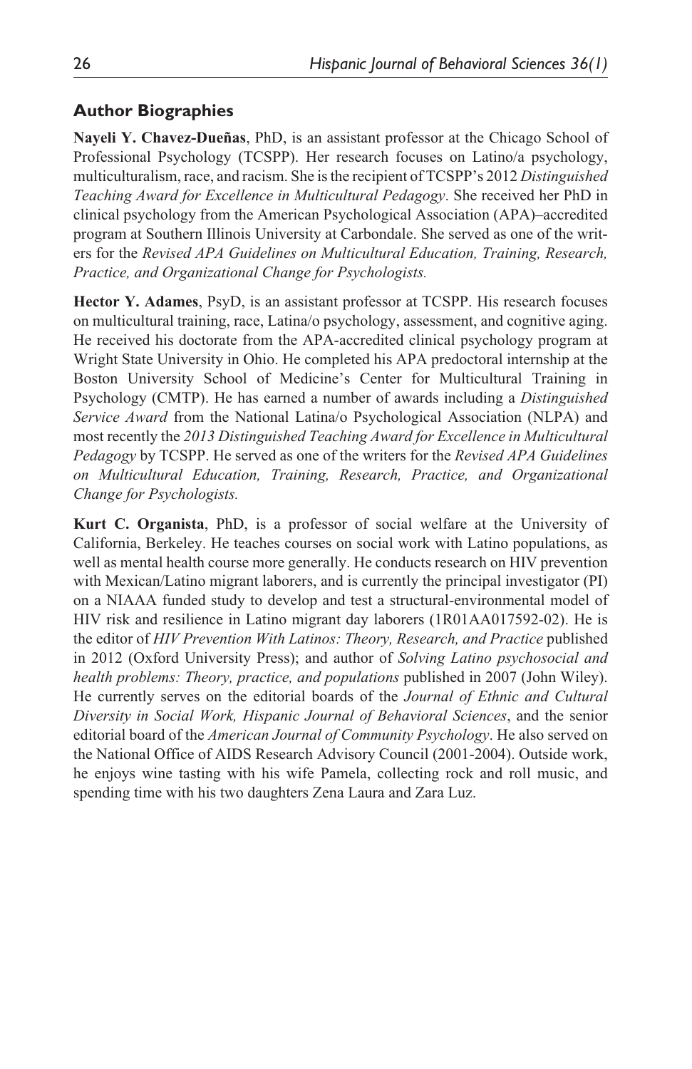## Author Biographies

**Nayeli Y. Chavez-Dueñas**, PhD, is an assistant professor at the Chicago School of Professional Psychology (TCSPP). Her research focuses on Latino/a psychology, multiculturalism, race, and racism. She is the recipient of TCSPP's 2012 *Distinguished Teaching Award for Excellence in Multicultural Pedagogy*. She received her PhD in clinical psychology from the American Psychological Association (APA)–accredited program at Southern Illinois University at Carbondale. She served as one of the writers for the *Revised APA Guidelines on Multicultural Education, Training, Research, Practice, and Organizational Change for Psychologists.*

**Hector Y. Adames**, PsyD, is an assistant professor at TCSPP. His research focuses on multicultural training, race, Latina/o psychology, assessment, and cognitive aging. He received his doctorate from the APA-accredited clinical psychology program at Wright State University in Ohio. He completed his APA predoctoral internship at the Boston University School of Medicine's Center for Multicultural Training in Psychology (CMTP). He has earned a number of awards including a *Distinguished Service Award* from the National Latina/o Psychological Association (NLPA) and most recently the *2013 Distinguished Teaching Award for Excellence in Multicultural Pedagogy* by TCSPP. He served as one of the writers for the *Revised APA Guidelines on Multicultural Education, Training, Research, Practice, and Organizational Change for Psychologists.*

**Kurt C. Organista**, PhD, is a professor of social welfare at the University of California, Berkeley. He teaches courses on social work with Latino populations, as well as mental health course more generally. He conducts research on HIV prevention with Mexican/Latino migrant laborers, and is currently the principal investigator (PI) on a NIAAA funded study to develop and test a structural-environmental model of HIV risk and resilience in Latino migrant day laborers (1R01AA017592-02). He is the editor of *HIV Prevention With Latinos: Theory, Research, and Practice* published in 2012 (Oxford University Press); and author of *Solving Latino psychosocial and health problems: Theory, practice, and populations* published in 2007 (John Wiley). He currently serves on the editorial boards of the *Journal of Ethnic and Cultural Diversity in Social Work, Hispanic Journal of Behavioral Sciences*, and the senior editorial board of the *American Journal of Community Psychology*. He also served on the National Office of AIDS Research Advisory Council (2001-2004). Outside work, he enjoys wine tasting with his wife Pamela, collecting rock and roll music, and spending time with his two daughters Zena Laura and Zara Luz.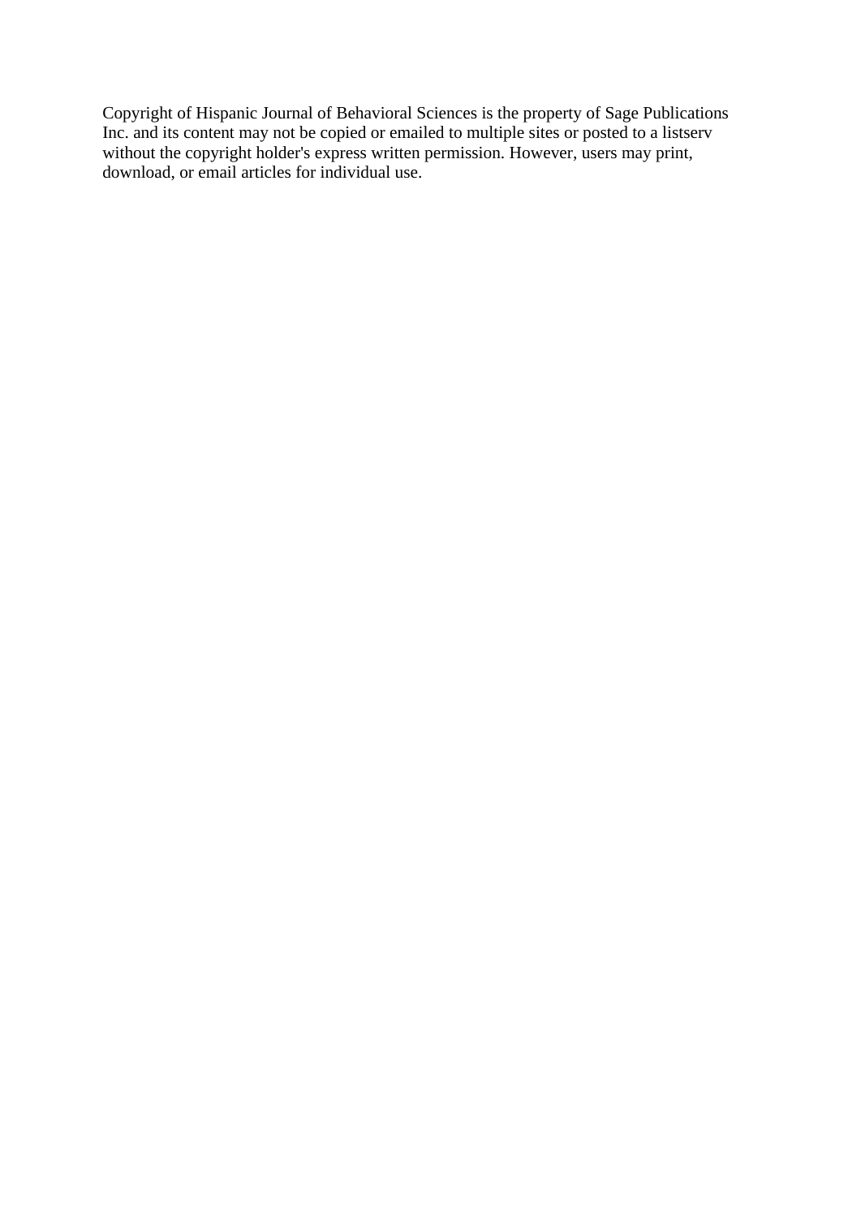Copyright of Hispanic Journal of Behavioral Sciences is the property of Sage Publications Inc. and its content may not be copied or emailed to multiple sites or posted to a listserv without the copyright holder's express written permission. However, users may print, download, or email articles for individual use.